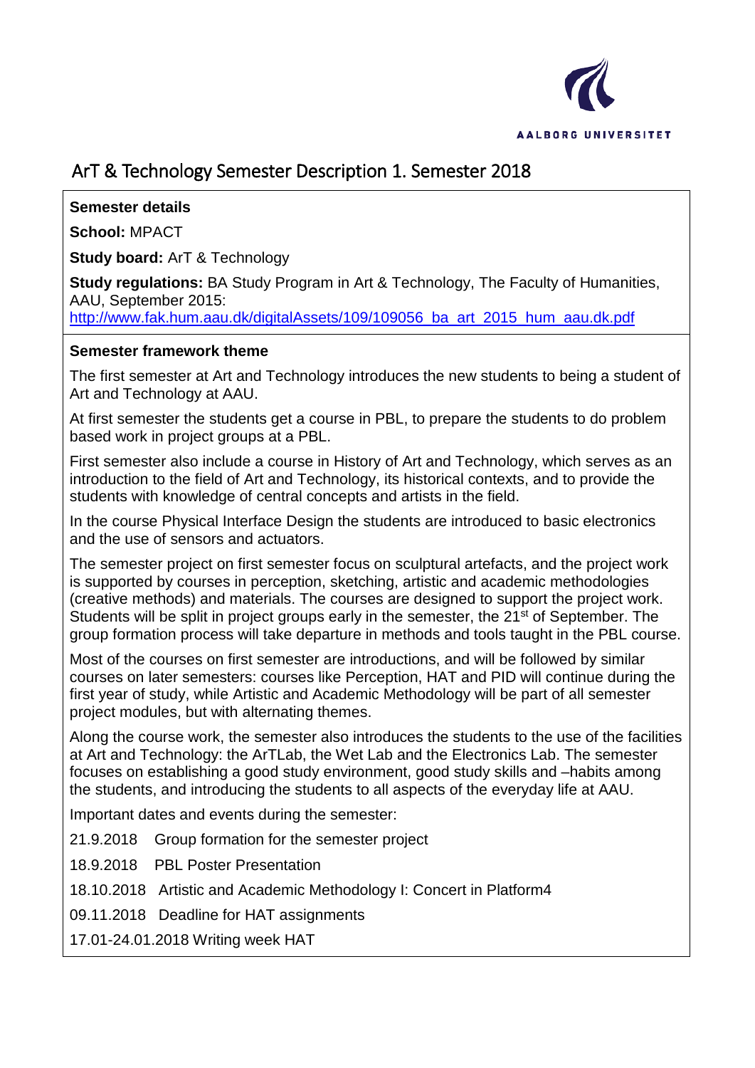# ArT & Technology Semester Description 1. Semester 2018

**Semester details**

**School:** MPACT

**Study board:** ArT & Technology

**Study regulations:** BA Study Program in Art & Technology, The Faculty of Humanities, AAU, September 2015:
http://www.fak.hum.aau.dk/digitalAssets/109/109056_ba_art_2015_hum_aau.dk.pdf

**Semester framework theme**

The first semester at Art and Technology introduces the new students to being a student of Art and Technology at AAU.

At first semester the students get a course in PBL, to prepare the students to do problem based work in project groups at a PBL.

First semester also include a course in History of Art and Technology, which serves as an introduction to the field of Art and Technology, its historical contexts, and to provide the students with knowledge of central concepts and artists in the field.

In the course Physical Interface Design the students are introduced to basic electronics and the use of sensors and actuators.

The semester project on first semester focus on sculptural artefacts, and the project work is supported by courses in perception, sketching, artistic and academic methodologies (creative methods) and materials. The courses are designed to support the project work. Students will be split in project groups early in the semester, the 21st of September. The group formation process will take departure in methods and tools taught in the PBL course.

Most of the courses on first semester are introductions, and will be followed by similar courses on later semesters: courses like Perception, HAT and PID will continue during the first year of study, while Artistic and Academic Methodology will be part of all semester project modules, but with alternating themes.

Along the course work, the semester also introduces the students to the use of the facilities at Art and Technology: the ArTLab, the Wet Lab and the Electronics Lab. The semester focuses on establishing a good study environment, good study skills and –habits among the students, and introducing the students to all aspects of the everyday life at AAU.

Important dates and events during the semester:

21.9.2018 Group formation for the semester project

18.9.2018 PBL Poster Presentation

18.10.2018 Artistic and Academic Methodology I: Concert in Platform4

09.11.2018 Deadline for HAT assignments

17.01-24.01.2018 Writing week HAT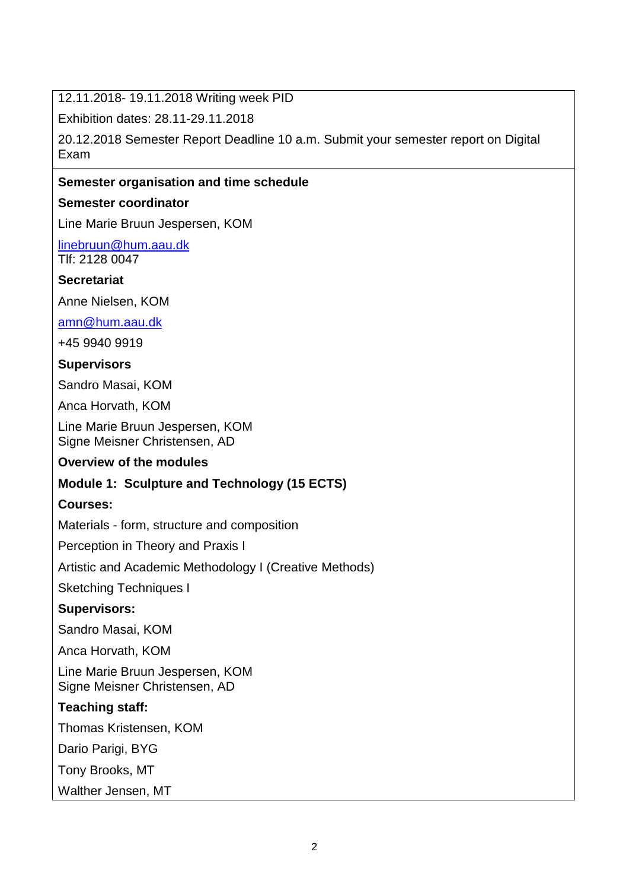12.11.2018- 19.11.2018 Writing week PID

Exhibition dates: 28.11-29.11.2018

20.12.2018 Semester Report Deadline 10 a.m. Submit your semester report on Digital Exam

**Semester organisation and time schedule**

**Semester coordinator**

Line Marie Bruun Jespersen, KOM

linebruun@hum.aau.dk
Tlf: 2128 0047

**Secretariat**

Anne Nielsen, KOM

amn@hum.aau.dk

+45 9940 9919

**Supervisors**

Sandro Masai, KOM

Anca Horvath, KOM

Line Marie Bruun Jespersen, KOM
Signe Meisner Christensen, AD

**Overview of the modules**

**Module 1: Sculpture and Technology (15 ECTS)**

**Courses:**

Materials - form, structure and composition

Perception in Theory and Praxis I

Artistic and Academic Methodology I (Creative Methods)

Sketching Techniques I

**Supervisors:**

Sandro Masai, KOM

Anca Horvath, KOM

Line Marie Bruun Jespersen, KOM
Signe Meisner Christensen, AD

**Teaching staff:**

Thomas Kristensen, KOM

Dario Parigi, BYG

Tony Brooks, MT

Walther Jensen, MT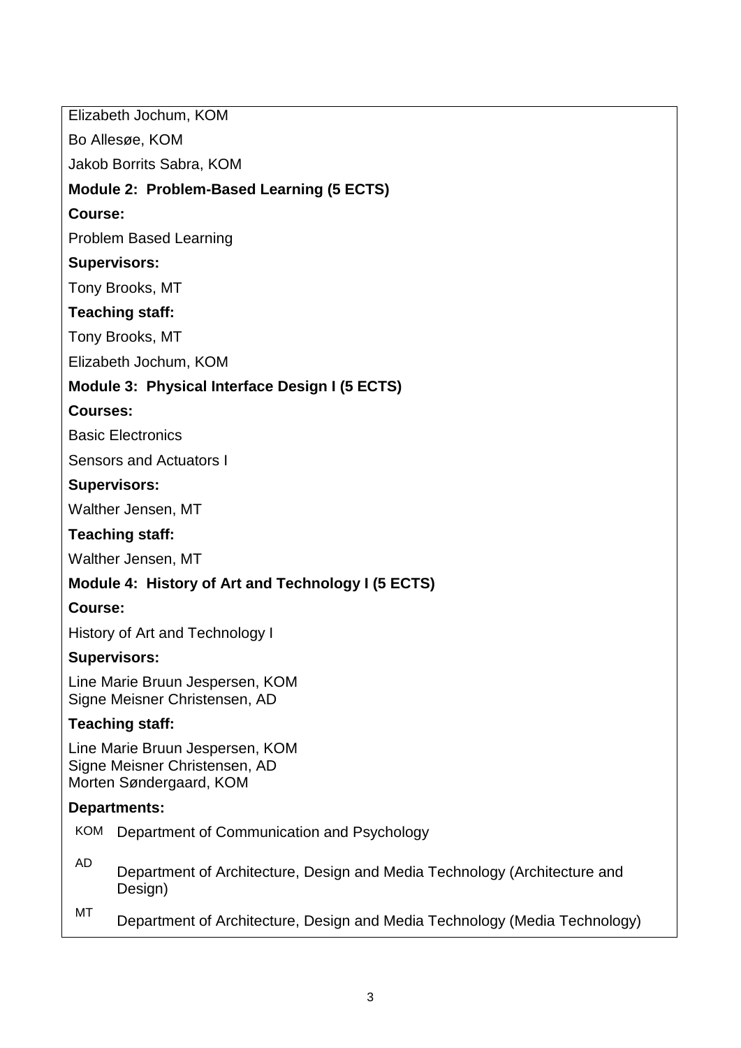Elizabeth Jochum, KOM

Bo Allesøe, KOM

Jakob Borrits Sabra, KOM

**Module 2: Problem-Based Learning (5 ECTS)**

**Course:**

Problem Based Learning

**Supervisors:**

Tony Brooks, MT

**Teaching staff:**

Tony Brooks, MT

Elizabeth Jochum, KOM

**Module 3: Physical Interface Design I (5 ECTS)**

**Courses:**

Basic Electronics

Sensors and Actuators I

**Supervisors:**

Walther Jensen, MT

**Teaching staff:**

Walther Jensen, MT

**Module 4: History of Art and Technology I (5 ECTS)**

**Course:**

History of Art and Technology I

**Supervisors:**

Line Marie Bruun Jespersen, KOM
Signe Meisner Christensen, AD

**Teaching staff:**

Line Marie Bruun Jespersen, KOM
Signe Meisner Christensen, AD
Morten Søndergaard, KOM

**Departments:**

| | |
|---|---|
| KOM | Department of Communication and Psychology |
| AD | Department of Architecture, Design and Media Technology (Architecture and Design) |
| MT | Department of Architecture, Design and Media Technology (Media Technology) |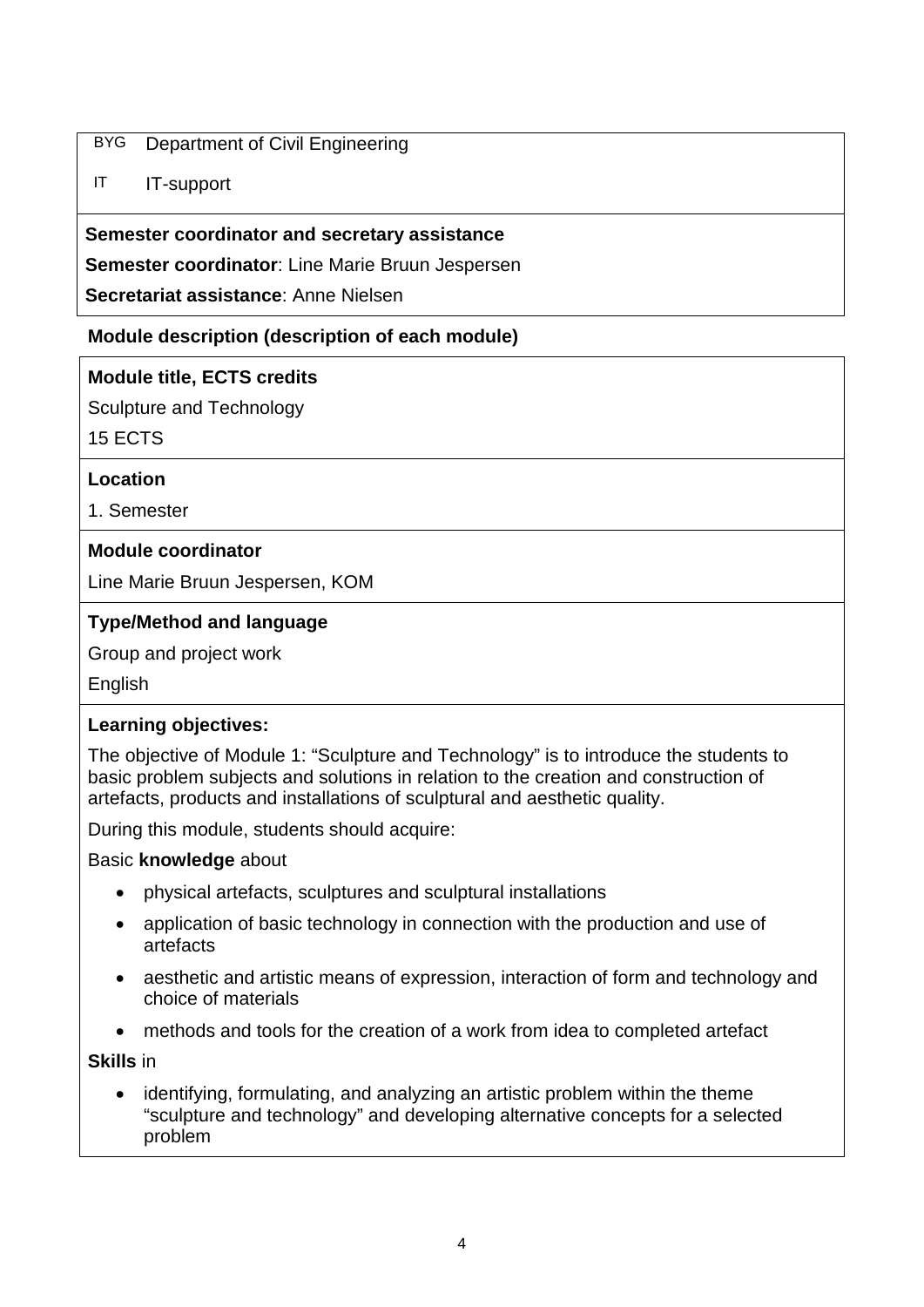| | |
|---|---|
| BYG | Department of Civil Engineering |
| IT | IT-support |

**Semester coordinator and secretary assistance**

**Semester coordinator**: Line Marie Bruun Jespersen

**Secretariat assistance**: Anne Nielsen

**Module description (description of each module)**

**Module title, ECTS credits**

Sculpture and Technology

15 ECTS

**Location**

1. Semester

**Module coordinator**

Line Marie Bruun Jespersen, KOM

**Type/Method and language**

Group and project work

English

**Learning objectives:**

The objective of Module 1: "Sculpture and Technology" is to introduce the students to basic problem subjects and solutions in relation to the creation and construction of artefacts, products and installations of sculptural and aesthetic quality.

During this module, students should acquire:

Basic **knowledge** about

- physical artefacts, sculptures and sculptural installations
- application of basic technology in connection with the production and use of artefacts
- aesthetic and artistic means of expression, interaction of form and technology and choice of materials
- methods and tools for the creation of a work from idea to completed artefact

**Skills** in

- identifying, formulating, and analyzing an artistic problem within the theme "sculpture and technology" and developing alternative concepts for a selected problem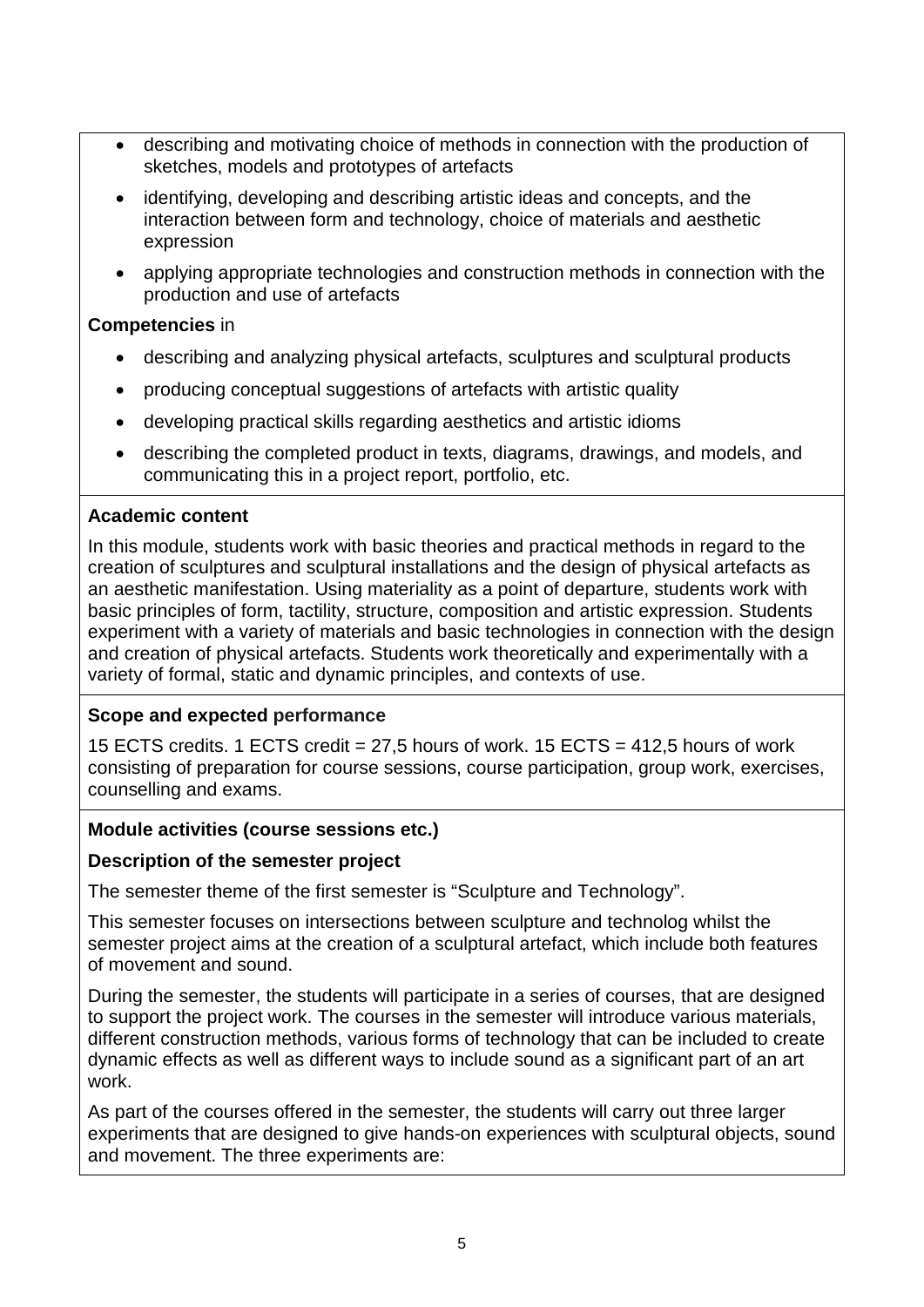- describing and motivating choice of methods in connection with the production of sketches, models and prototypes of artefacts
- identifying, developing and describing artistic ideas and concepts, and the interaction between form and technology, choice of materials and aesthetic expression
- applying appropriate technologies and construction methods in connection with the production and use of artefacts

**Competencies** in

- describing and analyzing physical artefacts, sculptures and sculptural products
- producing conceptual suggestions of artefacts with artistic quality
- developing practical skills regarding aesthetics and artistic idioms
- describing the completed product in texts, diagrams, drawings, and models, and communicating this in a project report, portfolio, etc.

**Academic content**

In this module, students work with basic theories and practical methods in regard to the creation of sculptures and sculptural installations and the design of physical artefacts as an aesthetic manifestation. Using materiality as a point of departure, students work with basic principles of form, tactility, structure, composition and artistic expression. Students experiment with a variety of materials and basic technologies in connection with the design and creation of physical artefacts. Students work theoretically and experimentally with a variety of formal, static and dynamic principles, and contexts of use.

**Scope and expected performance**

15 ECTS credits. 1 ECTS credit = 27,5 hours of work. 15 ECTS = 412,5 hours of work consisting of preparation for course sessions, course participation, group work, exercises, counselling and exams.

**Module activities (course sessions etc.)**

**Description of the semester project**

The semester theme of the first semester is "Sculpture and Technology".

This semester focuses on intersections between sculpture and technolog whilst the semester project aims at the creation of a sculptural artefact, which include both features of movement and sound.

During the semester, the students will participate in a series of courses, that are designed to support the project work. The courses in the semester will introduce various materials, different construction methods, various forms of technology that can be included to create dynamic effects as well as different ways to include sound as a significant part of an art work.

As part of the courses offered in the semester, the students will carry out three larger experiments that are designed to give hands-on experiences with sculptural objects, sound and movement. The three experiments are: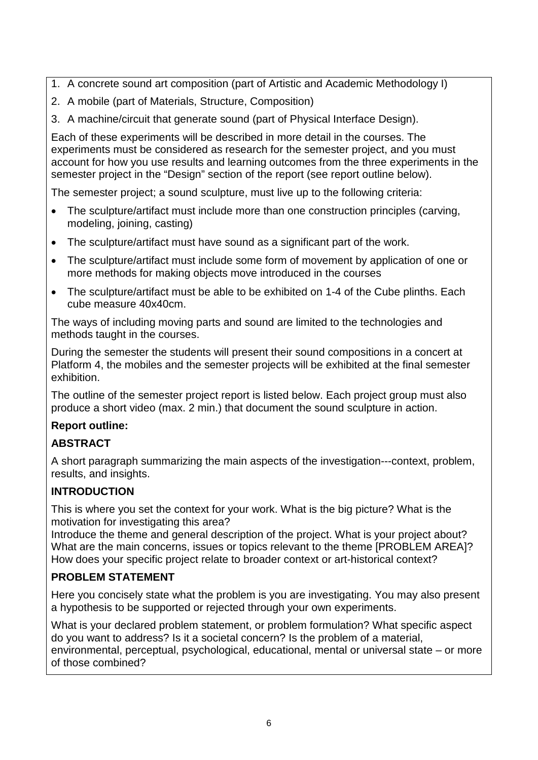1. A concrete sound art composition (part of Artistic and Academic Methodology I)
2. A mobile (part of Materials, Structure, Composition)
3. A machine/circuit that generate sound (part of Physical Interface Design).

Each of these experiments will be described in more detail in the courses. The experiments must be considered as research for the semester project, and you must account for how you use results and learning outcomes from the three experiments in the semester project in the "Design" section of the report (see report outline below).

The semester project; a sound sculpture, must live up to the following criteria:

- The sculpture/artifact must include more than one construction principles (carving, modeling, joining, casting)
- The sculpture/artifact must have sound as a significant part of the work.
- The sculpture/artifact must include some form of movement by application of one or more methods for making objects move introduced in the courses
- The sculpture/artifact must be able to be exhibited on 1-4 of the Cube plinths. Each cube measure 40x40cm.

The ways of including moving parts and sound are limited to the technologies and methods taught in the courses.

During the semester the students will present their sound compositions in a concert at Platform 4, the mobiles and the semester projects will be exhibited at the final semester exhibition.

The outline of the semester project report is listed below. Each project group must also produce a short video (max. 2 min.) that document the sound sculpture in action.

**Report outline:**

**ABSTRACT**

A short paragraph summarizing the main aspects of the investigation---context, problem, results, and insights.

**INTRODUCTION**

This is where you set the context for your work. What is the big picture? What is the motivation for investigating this area?
Introduce the theme and general description of the project. What is your project about? What are the main concerns, issues or topics relevant to the theme [PROBLEM AREA]? How does your specific project relate to broader context or art-historical context?

**PROBLEM STATEMENT**

Here you concisely state what the problem is you are investigating. You may also present a hypothesis to be supported or rejected through your own experiments.

What is your declared problem statement, or problem formulation? What specific aspect do you want to address? Is it a societal concern? Is the problem of a material, environmental, perceptual, psychological, educational, mental or universal state – or more of those combined?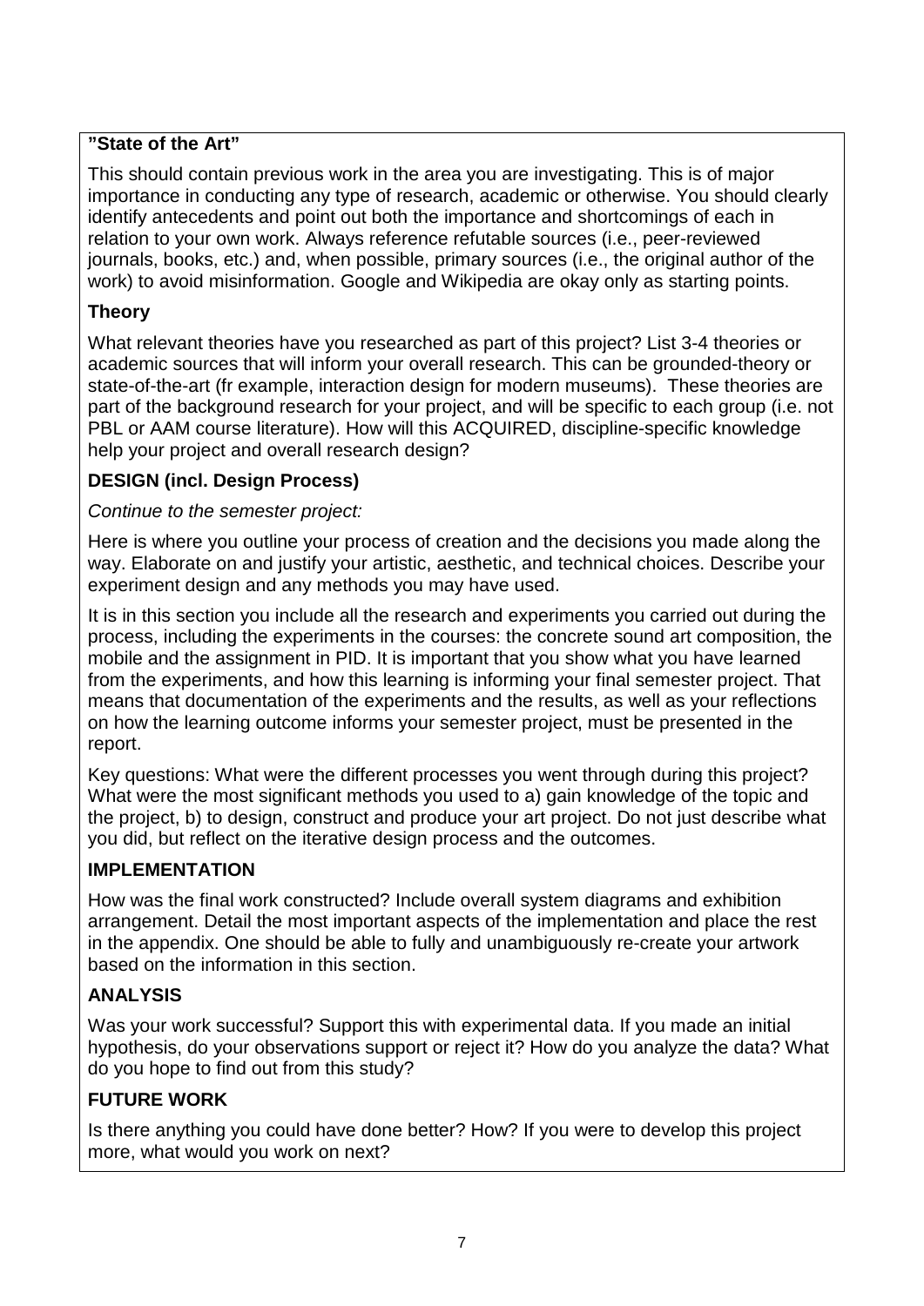**"State of the Art"**

This should contain previous work in the area you are investigating. This is of major importance in conducting any type of research, academic or otherwise. You should clearly identify antecedents and point out both the importance and shortcomings of each in relation to your own work. Always reference refutable sources (i.e., peer-reviewed journals, books, etc.) and, when possible, primary sources (i.e., the original author of the work) to avoid misinformation. Google and Wikipedia are okay only as starting points.

**Theory**

What relevant theories have you researched as part of this project? List 3-4 theories or academic sources that will inform your overall research. This can be grounded-theory or state-of-the-art (fr example, interaction design for modern museums). These theories are part of the background research for your project, and will be specific to each group (i.e. not PBL or AAM course literature). How will this ACQUIRED, discipline-specific knowledge help your project and overall research design?

**DESIGN (incl. Design Process)**

*Continue to the semester project:*

Here is where you outline your process of creation and the decisions you made along the way. Elaborate on and justify your artistic, aesthetic, and technical choices. Describe your experiment design and any methods you may have used.

It is in this section you include all the research and experiments you carried out during the process, including the experiments in the courses: the concrete sound art composition, the mobile and the assignment in PID. It is important that you show what you have learned from the experiments, and how this learning is informing your final semester project. That means that documentation of the experiments and the results, as well as your reflections on how the learning outcome informs your semester project, must be presented in the report.

Key questions: What were the different processes you went through during this project? What were the most significant methods you used to a) gain knowledge of the topic and the project, b) to design, construct and produce your art project. Do not just describe what you did, but reflect on the iterative design process and the outcomes.

**IMPLEMENTATION**

How was the final work constructed? Include overall system diagrams and exhibition arrangement. Detail the most important aspects of the implementation and place the rest in the appendix. One should be able to fully and unambiguously re-create your artwork based on the information in this section.

**ANALYSIS**

Was your work successful? Support this with experimental data. If you made an initial hypothesis, do your observations support or reject it? How do you analyze the data? What do you hope to find out from this study?

**FUTURE WORK**

Is there anything you could have done better? How? If you were to develop this project more, what would you work on next?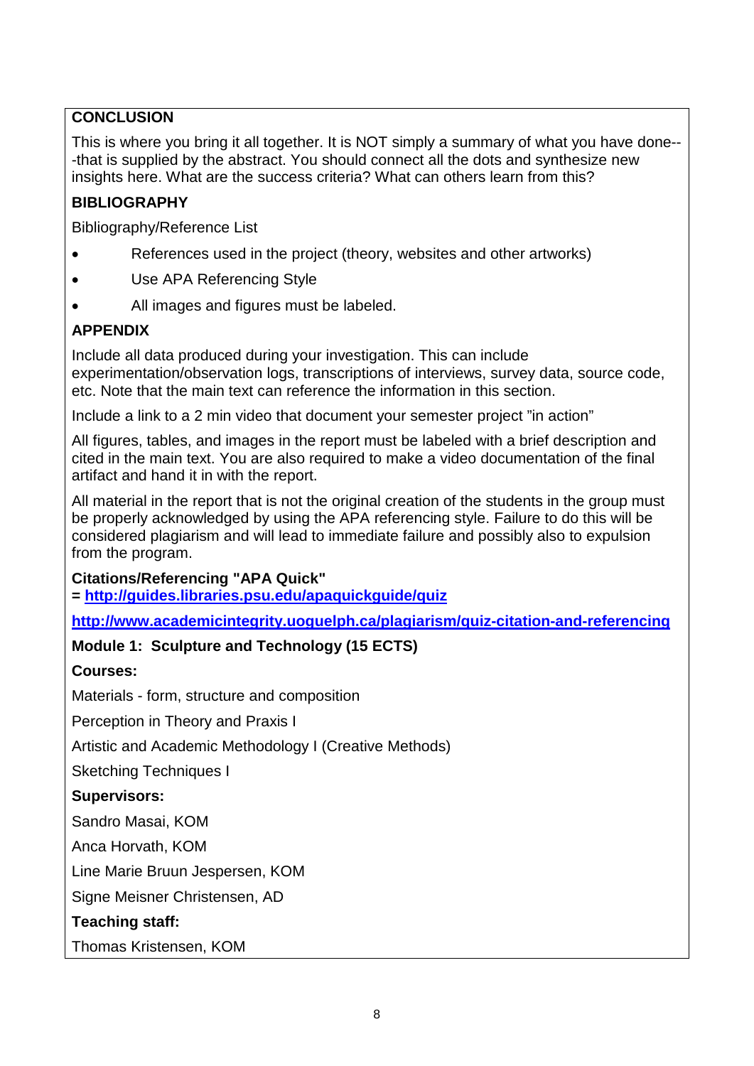**CONCLUSION**

This is where you bring it all together. It is NOT simply a summary of what you have done---that is supplied by the abstract. You should connect all the dots and synthesize new insights here. What are the success criteria? What can others learn from this?

**BIBLIOGRAPHY**

Bibliography/Reference List

- References used in the project (theory, websites and other artworks)
- Use APA Referencing Style
- All images and figures must be labeled.

**APPENDIX**

Include all data produced during your investigation. This can include experimentation/observation logs, transcriptions of interviews, survey data, source code, etc. Note that the main text can reference the information in this section.

Include a link to a 2 min video that document your semester project "in action"

All figures, tables, and images in the report must be labeled with a brief description and cited in the main text. You are also required to make a video documentation of the final artifact and hand it in with the report.

All material in the report that is not the original creation of the students in the group must be properly acknowledged by using the APA referencing style. Failure to do this will be considered plagiarism and will lead to immediate failure and possibly also to expulsion from the program.

**Citations/Referencing "APA Quick"**
**= [http://guides.libraries.psu.edu/apaquickguide/quiz](http://guides.libraries.psu.edu/apaquickguide/quiz)**

**[http://www.academicintegrity.uoguelph.ca/plagiarism/quiz-citation-and-referencing](http://www.academicintegrity.uoguelph.ca/plagiarism/quiz-citation-and-referencing)**

**Module 1: Sculpture and Technology (15 ECTS)**

**Courses:**

Materials - form, structure and composition

Perception in Theory and Praxis I

Artistic and Academic Methodology I (Creative Methods)

Sketching Techniques I

**Supervisors:**

Sandro Masai, KOM

Anca Horvath, KOM

Line Marie Bruun Jespersen, KOM

Signe Meisner Christensen, AD

**Teaching staff:**

Thomas Kristensen, KOM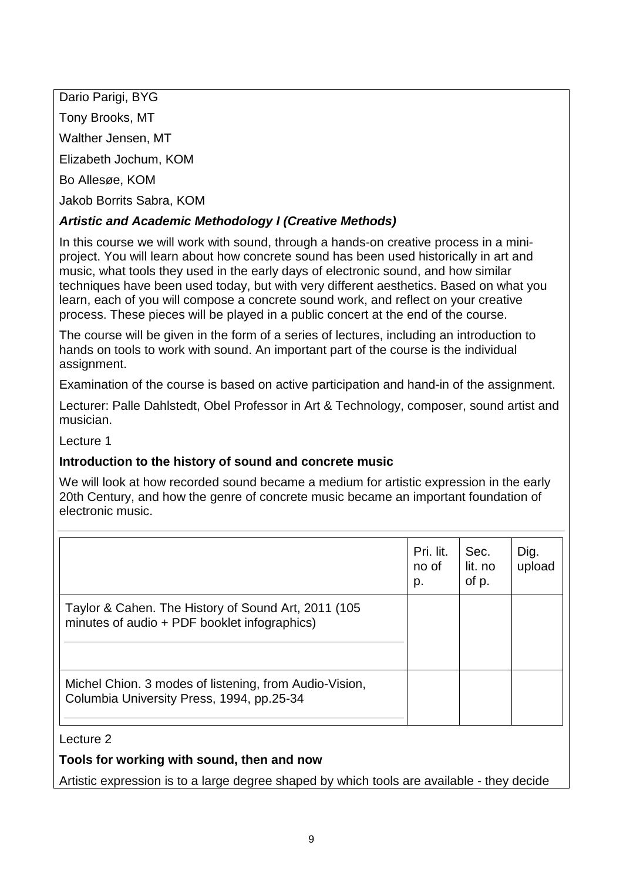Dario Parigi, BYG

Tony Brooks, MT

Walther Jensen, MT

Elizabeth Jochum, KOM

Bo Allesøe, KOM

Jakob Borrits Sabra, KOM

***Artistic and Academic Methodology I (Creative Methods)***

In this course we will work with sound, through a hands-on creative process in a mini-project. You will learn about how concrete sound has been used historically in art and music, what tools they used in the early days of electronic sound, and how similar techniques have been used today, but with very different aesthetics. Based on what you learn, each of you will compose a concrete sound work, and reflect on your creative process. These pieces will be played in a public concert at the end of the course.

The course will be given in the form of a series of lectures, including an introduction to hands on tools to work with sound. An important part of the course is the individual assignment.

Examination of the course is based on active participation and hand-in of the assignment.

Lecturer: Palle Dahlstedt, Obel Professor in Art & Technology, composer, sound artist and musician.

Lecture 1

**Introduction to the history of sound and concrete music**

We will look at how recorded sound became a medium for artistic expression in the early 20th Century, and how the genre of concrete music became an important foundation of electronic music.

| | Pri. lit. no of p. | Sec. lit. no of p. | Dig. upload |
|---|---|---|---|
| Taylor & Cahen. The History of Sound Art, 2011 (105 minutes of audio + PDF booklet infographics) | | | |
| Michel Chion. 3 modes of listening, from Audio-Vision, Columbia University Press, 1994, pp.25-34 | | | |

Lecture 2

**Tools for working with sound, then and now**

Artistic expression is to a large degree shaped by which tools are available - they decide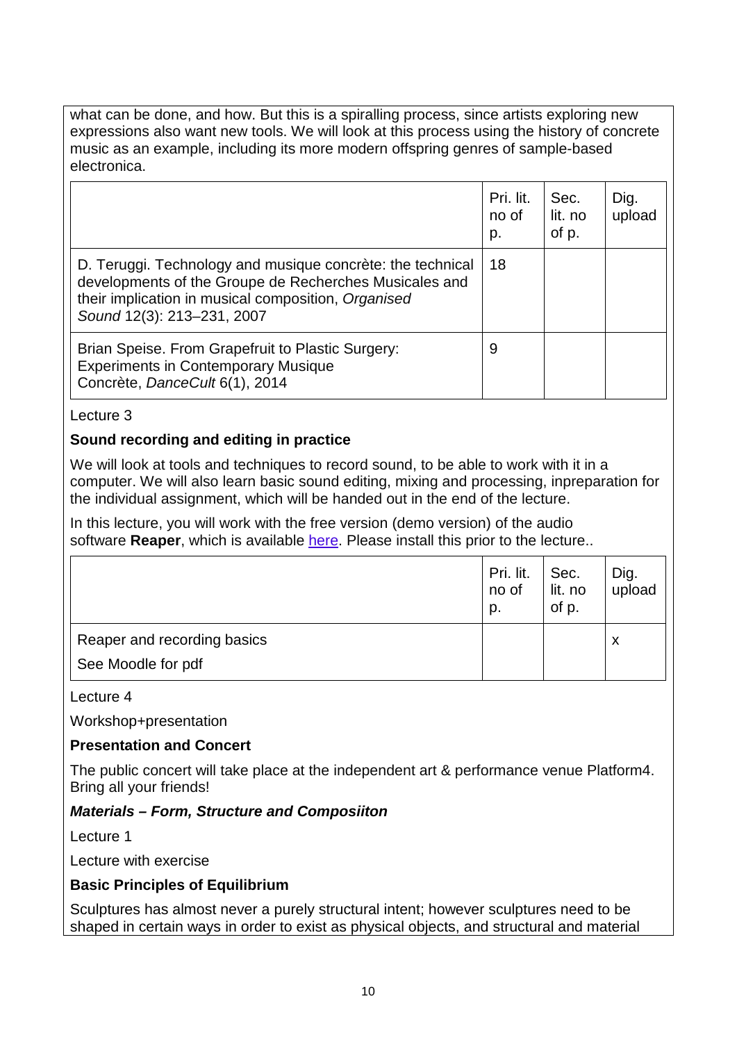what can be done, and how. But this is a spiralling process, since artists exploring new expressions also want new tools. We will look at this process using the history of concrete music as an example, including its more modern offspring genres of sample-based electronica.

| | Pri. lit. no of p. | Sec. lit. no of p. | Dig. upload |
|---|---|---|---|
| D. Teruggi. Technology and musique concrète: the technical developments of the Groupe de Recherches Musicales and their implication in musical composition, *Organised Sound* 12(3): 213–231, 2007 | 18 | | |
| Brian Speise. From Grapefruit to Plastic Surgery: Experiments in Contemporary Musique Concrète, *DanceCult* 6(1), 2014 | 9 | | |

Lecture 3

**Sound recording and editing in practice**

We will look at tools and techniques to record sound, to be able to work with it in a computer. We will also learn basic sound editing, mixing and processing, inpreparation for the individual assignment, which will be handed out in the end of the lecture.

In this lecture, you will work with the free version (demo version) of the audio software **Reaper**, which is available here. Please install this prior to the lecture..

| | Pri. lit. no of p. | Sec. lit. no of p. | Dig. upload |
|---|---|---|---|
| Reaper and recording basics<br>See Moodle for pdf | | | x |

Lecture 4

Workshop+presentation

**Presentation and Concert**

The public concert will take place at the independent art & performance venue Platform4. Bring all your friends!

***Materials – Form, Structure and Composiiton***

Lecture 1

Lecture with exercise

**Basic Principles of Equilibrium**

Sculptures has almost never a purely structural intent; however sculptures need to be shaped in certain ways in order to exist as physical objects, and structural and material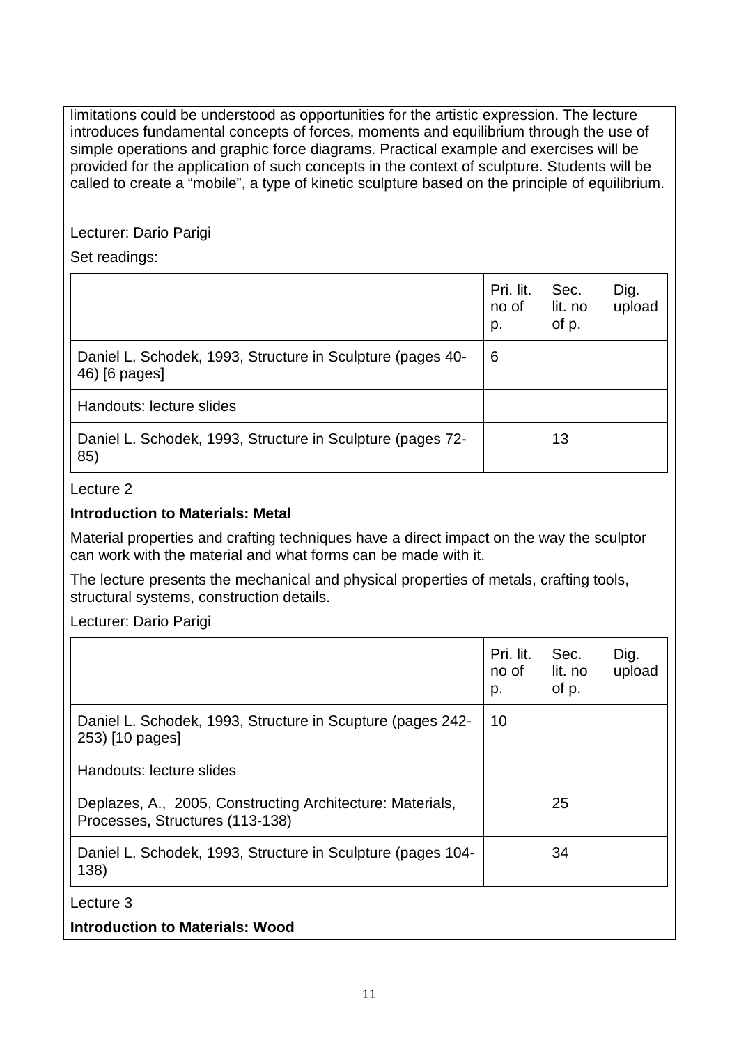limitations could be understood as opportunities for the artistic expression. The lecture introduces fundamental concepts of forces, moments and equilibrium through the use of simple operations and graphic force diagrams. Practical example and exercises will be provided for the application of such concepts in the context of sculpture. Students will be called to create a "mobile", a type of kinetic sculpture based on the principle of equilibrium.

Lecturer: Dario Parigi

Set readings:

| | Pri. lit. no of p. | Sec. lit. no of p. | Dig. upload |
|---|---|---|---|
| Daniel L. Schodek, 1993, Structure in Sculpture (pages 40-46) [6 pages] | 6 | | |
| Handouts: lecture slides | | | |
| Daniel L. Schodek, 1993, Structure in Sculpture (pages 72-85) | | 13 | |

Lecture 2

**Introduction to Materials: Metal**

Material properties and crafting techniques have a direct impact on the way the sculptor can work with the material and what forms can be made with it.

The lecture presents the mechanical and physical properties of metals, crafting tools, structural systems, construction details.

Lecturer: Dario Parigi

| | Pri. lit. no of p. | Sec. lit. no of p. | Dig. upload |
|---|---|---|---|
| Daniel L. Schodek, 1993, Structure in Scupture (pages 242-253) [10 pages] | 10 | | |
| Handouts: lecture slides | | | |
| Deplazes, A., 2005, Constructing Architecture: Materials, Processes, Structures (113-138) | | 25 | |
| Daniel L. Schodek, 1993, Structure in Sculpture (pages 104-138) | | 34 | |

Lecture 3

**Introduction to Materials: Wood**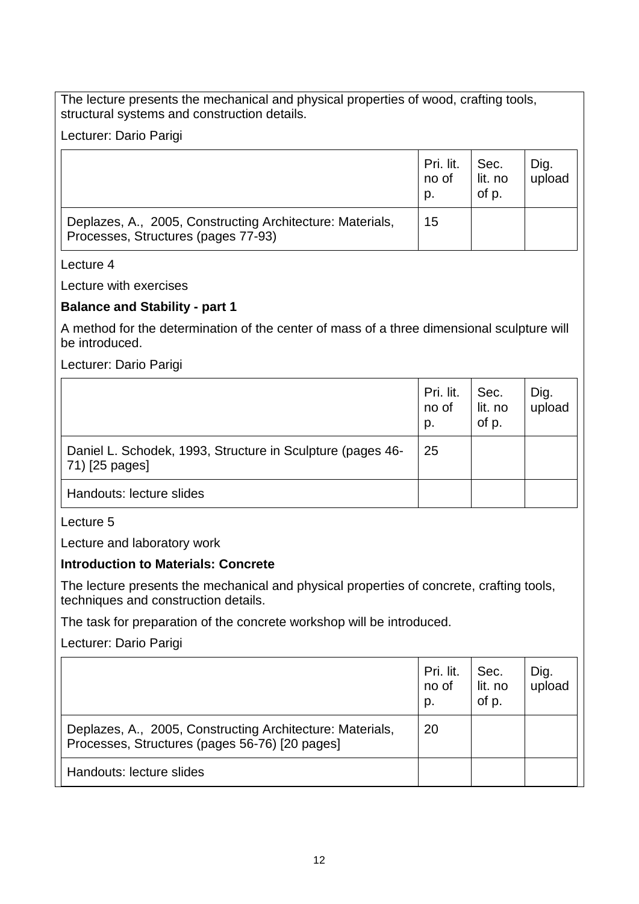The lecture presents the mechanical and physical properties of wood, crafting tools, structural systems and construction details.

Lecturer: Dario Parigi

| | Pri. lit. no of p. | Sec. lit. no of p. | Dig. upload |
|---|---|---|---|
| Deplazes, A., 2005, Constructing Architecture: Materials, Processes, Structures (pages 77-93) | 15 | | |

Lecture 4

Lecture with exercises

**Balance and Stability - part 1**

A method for the determination of the center of mass of a three dimensional sculpture will be introduced.

Lecturer: Dario Parigi

| | Pri. lit. no of p. | Sec. lit. no of p. | Dig. upload |
|---|---|---|---|
| Daniel L. Schodek, 1993, Structure in Sculpture (pages 46-71) [25 pages] | 25 | | |
| Handouts: lecture slides | | | |

Lecture 5

Lecture and laboratory work

**Introduction to Materials: Concrete**

The lecture presents the mechanical and physical properties of concrete, crafting tools, techniques and construction details.

The task for preparation of the concrete workshop will be introduced.

Lecturer: Dario Parigi

| | Pri. lit. no of p. | Sec. lit. no of p. | Dig. upload |
|---|---|---|---|
| Deplazes, A., 2005, Constructing Architecture: Materials, Processes, Structures (pages 56-76) [20 pages] | 20 | | |
| Handouts: lecture slides | | | |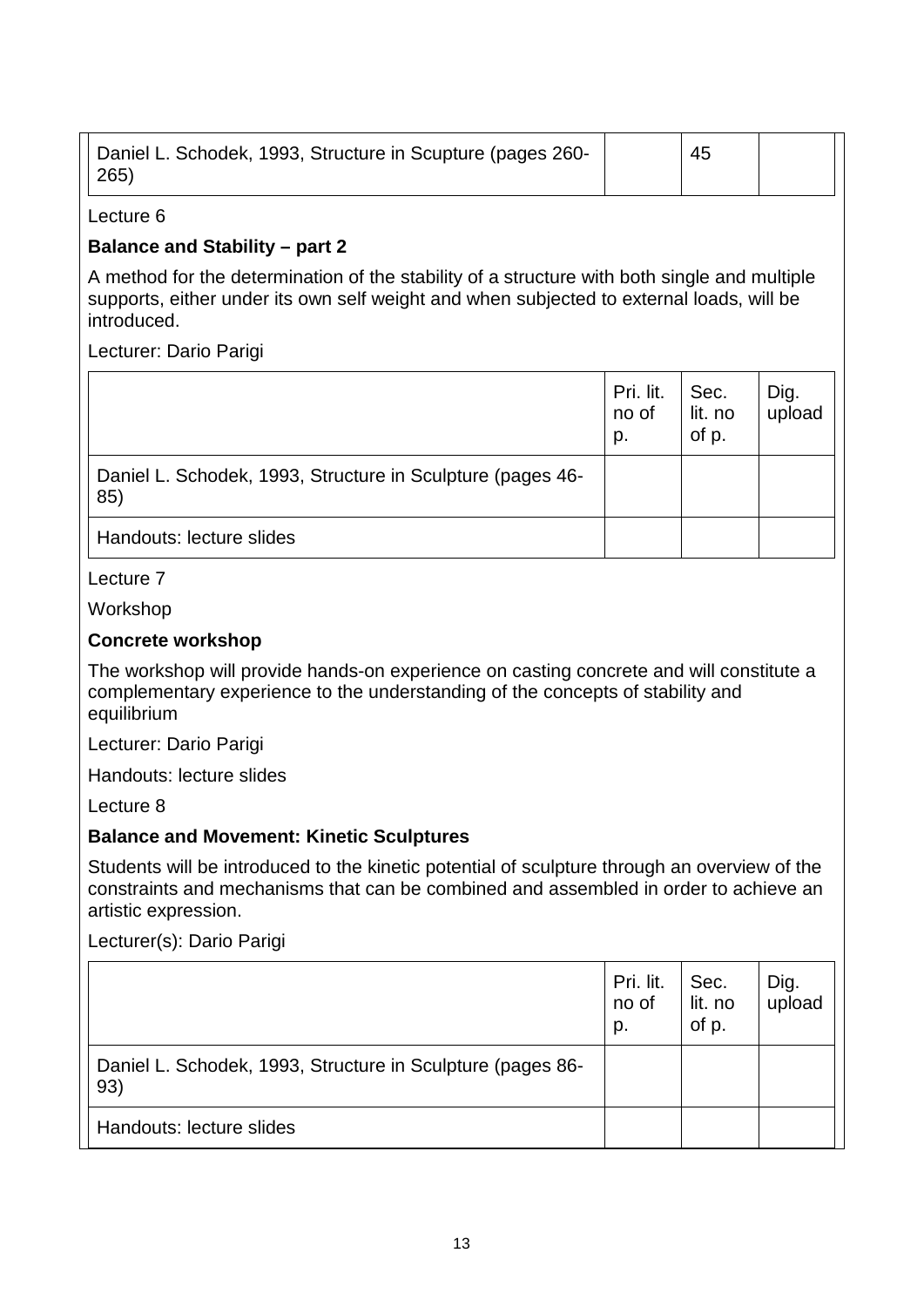| | | | |
|---|---|---|---|
| Daniel L. Schodek, 1993, Structure in Scupture (pages 260-265) | | 45 | |

Lecture 6

**Balance and Stability – part 2**

A method for the determination of the stability of a structure with both single and multiple supports, either under its own self weight and when subjected to external loads, will be introduced.

Lecturer: Dario Parigi

| | Pri. lit. no of p. | Sec. lit. no of p. | Dig. upload |
|---|---|---|---|
| Daniel L. Schodek, 1993, Structure in Sculpture (pages 46-85) | | | |
| Handouts: lecture slides | | | |

Lecture 7

Workshop

**Concrete workshop**

The workshop will provide hands-on experience on casting concrete and will constitute a complementary experience to the understanding of the concepts of stability and equilibrium

Lecturer: Dario Parigi

Handouts: lecture slides

Lecture 8

**Balance and Movement: Kinetic Sculptures**

Students will be introduced to the kinetic potential of sculpture through an overview of the constraints and mechanisms that can be combined and assembled in order to achieve an artistic expression.

Lecturer(s): Dario Parigi

| | Pri. lit. no of p. | Sec. lit. no of p. | Dig. upload |
|---|---|---|---|
| Daniel L. Schodek, 1993, Structure in Sculpture (pages 86-93) | | | |
| Handouts: lecture slides | | | |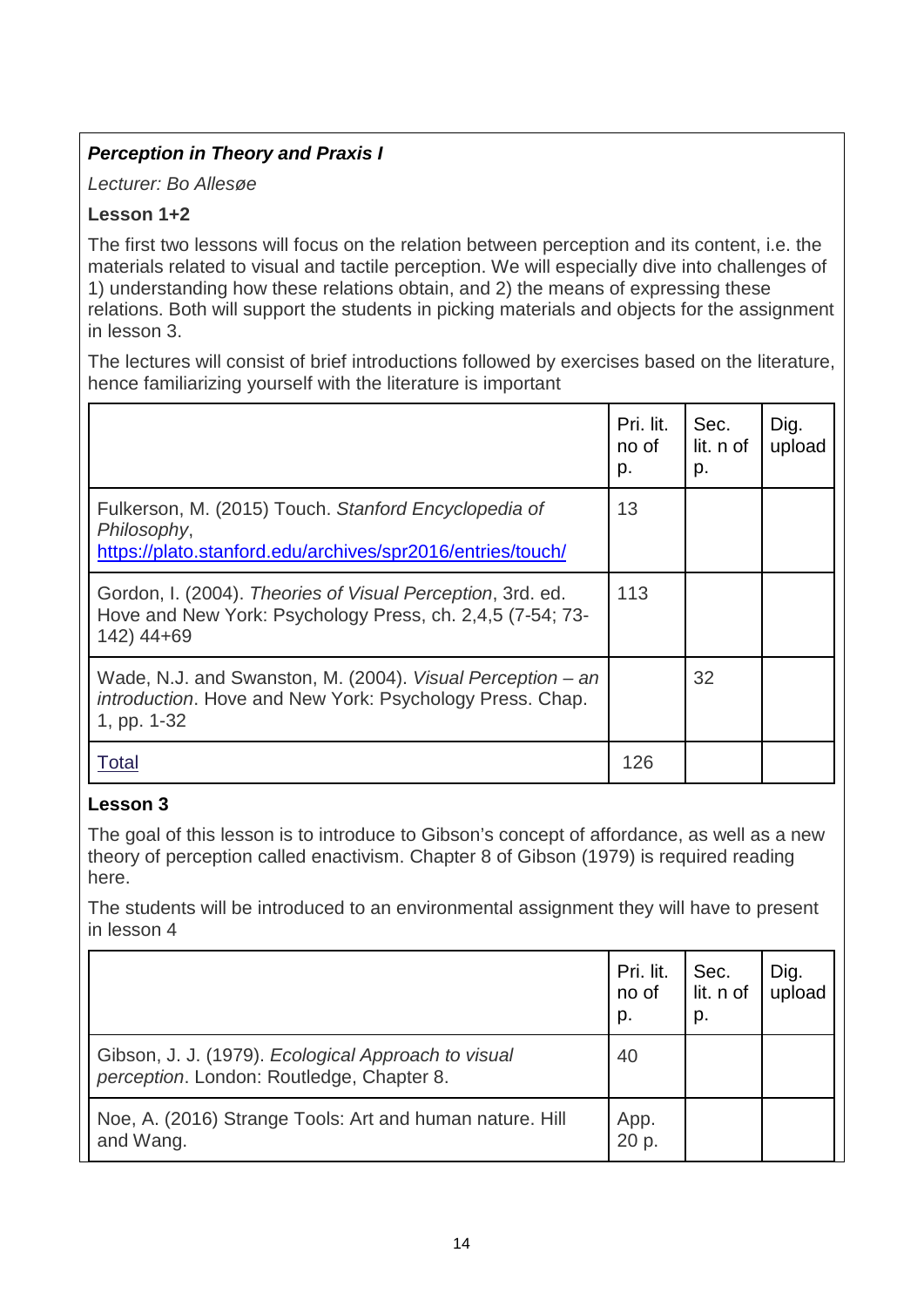***Perception in Theory and Praxis I***

*Lecturer: Bo Allesøe*

**Lesson 1+2**

The first two lessons will focus on the relation between perception and its content, i.e. the materials related to visual and tactile perception. We will especially dive into challenges of 1) understanding how these relations obtain, and 2) the means of expressing these relations. Both will support the students in picking materials and objects for the assignment in lesson 3.

The lectures will consist of brief introductions followed by exercises based on the literature, hence familiarizing yourself with the literature is important

| | Pri. lit. no of p. | Sec. lit. n of p. | Dig. upload |
|---|---|---|---|
| Fulkerson, M. (2015) Touch. *Stanford Encyclopedia of Philosophy*, [https://plato.stanford.edu/archives/spr2016/entries/touch/](https://plato.stanford.edu/archives/spr2016/entries/touch/) | 13 | | |
| Gordon, I. (2004). *Theories of Visual Perception*, 3rd. ed. Hove and New York: Psychology Press, ch. 2,4,5 (7-54; 73-142) 44+69 | 113 | | |
| Wade, N.J. and Swanston, M. (2004). *Visual Perception – an introduction*. Hove and New York: Psychology Press. Chap. 1, pp. 1-32 | | 32 | |
| Total | 126 | | |

**Lesson 3**

The goal of this lesson is to introduce to Gibson's concept of affordance, as well as a new theory of perception called enactivism. Chapter 8 of Gibson (1979) is required reading here.

The students will be introduced to an environmental assignment they will have to present in lesson 4

| | Pri. lit. no of p. | Sec. lit. n of p. | Dig. upload |
|---|---|---|---|
| Gibson, J. J. (1979). *Ecological Approach to visual perception*. London: Routledge, Chapter 8. | 40 | | |
| Noe, A. (2016) Strange Tools: Art and human nature. Hill and Wang. | App. 20 p. | | |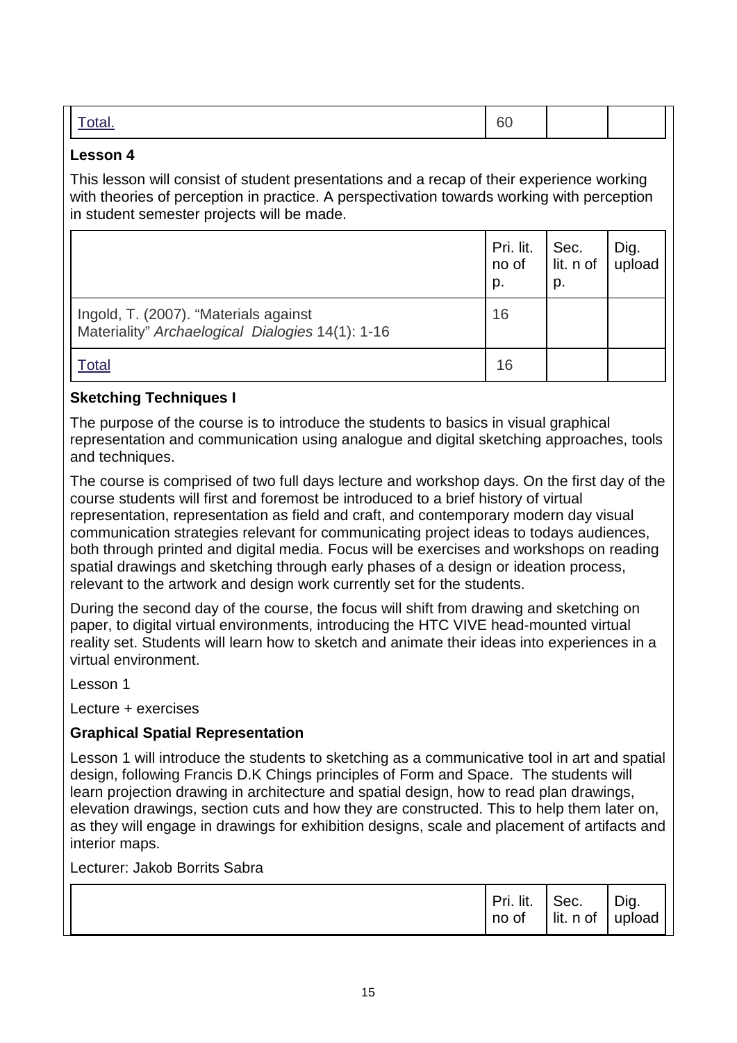| Total. | 60 | | |
|---|---|---|---|

**Lesson 4**

This lesson will consist of student presentations and a recap of their experience working with theories of perception in practice. A perspectivation towards working with perception in student semester projects will be made.

| | Pri. lit. no of p. | Sec. lit. n of p. | Dig. upload |
|---|---|---|---|
| Ingold, T. (2007). "Materials against Materiality" *Archaelogical Dialogies* 14(1): 1-16 | 16 | | |
| Total | 16 | | |

**Sketching Techniques I**

The purpose of the course is to introduce the students to basics in visual graphical representation and communication using analogue and digital sketching approaches, tools and techniques.

The course is comprised of two full days lecture and workshop days. On the first day of the course students will first and foremost be introduced to a brief history of virtual representation, representation as field and craft, and contemporary modern day visual communication strategies relevant for communicating project ideas to todays audiences, both through printed and digital media. Focus will be exercises and workshops on reading spatial drawings and sketching through early phases of a design or ideation process, relevant to the artwork and design work currently set for the students.

During the second day of the course, the focus will shift from drawing and sketching on paper, to digital virtual environments, introducing the HTC VIVE head-mounted virtual reality set. Students will learn how to sketch and animate their ideas into experiences in a virtual environment.

Lesson 1

Lecture + exercises

**Graphical Spatial Representation**

Lesson 1 will introduce the students to sketching as a communicative tool in art and spatial design, following Francis D.K Chings principles of Form and Space. The students will learn projection drawing in architecture and spatial design, how to read plan drawings, elevation drawings, section cuts and how they are constructed. This to help them later on, as they will engage in drawings for exhibition designs, scale and placement of artifacts and interior maps.

Lecturer: Jakob Borrits Sabra

| | Pri. lit. no of | Sec. lit. n of | Dig. upload |
|---|---|---|---|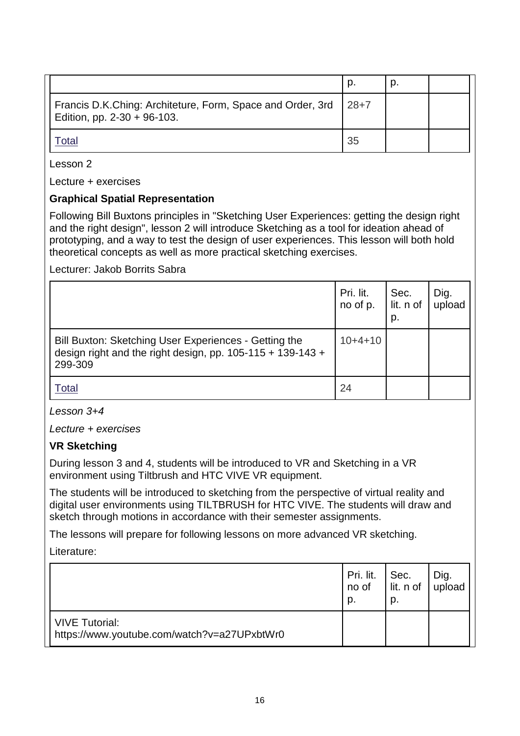| | p. | p. | |
|---|---|---|---|
| Francis D.K.Ching: Architeture, Form, Space and Order, 3rd Edition, pp. 2-30 + 96-103. | 28+7 | | |
| Total | 35 | | |

Lesson 2

Lecture + exercises

**Graphical Spatial Representation**

Following Bill Buxtons principles in "Sketching User Experiences: getting the design right and the right design", lesson 2 will introduce Sketching as a tool for ideation ahead of prototyping, and a way to test the design of user experiences. This lesson will both hold theoretical concepts as well as more practical sketching exercises.

Lecturer: Jakob Borrits Sabra

| | Pri. lit. no of p. | Sec. lit. n of p. | Dig. upload |
|---|---|---|---|
| Bill Buxton: Sketching User Experiences - Getting the design right and the right design, pp. 105-115 + 139-143 + 299-309 | 10+4+10 | | |
| Total | 24 | | |

*Lesson 3+4*

*Lecture + exercises*

**VR Sketching**

During lesson 3 and 4, students will be introduced to VR and Sketching in a VR environment using Tiltbrush and HTC VIVE VR equipment.

The students will be introduced to sketching from the perspective of virtual reality and digital user environments using TILTBRUSH for HTC VIVE. The students will draw and sketch through motions in accordance with their semester assignments.

The lessons will prepare for following lessons on more advanced VR sketching.

Literature:

| | Pri. lit. no of p. | Sec. lit. n of p. | Dig. upload |
|---|---|---|---|
| VIVE Tutorial: https://www.youtube.com/watch?v=a27UPxbtWr0 | | | |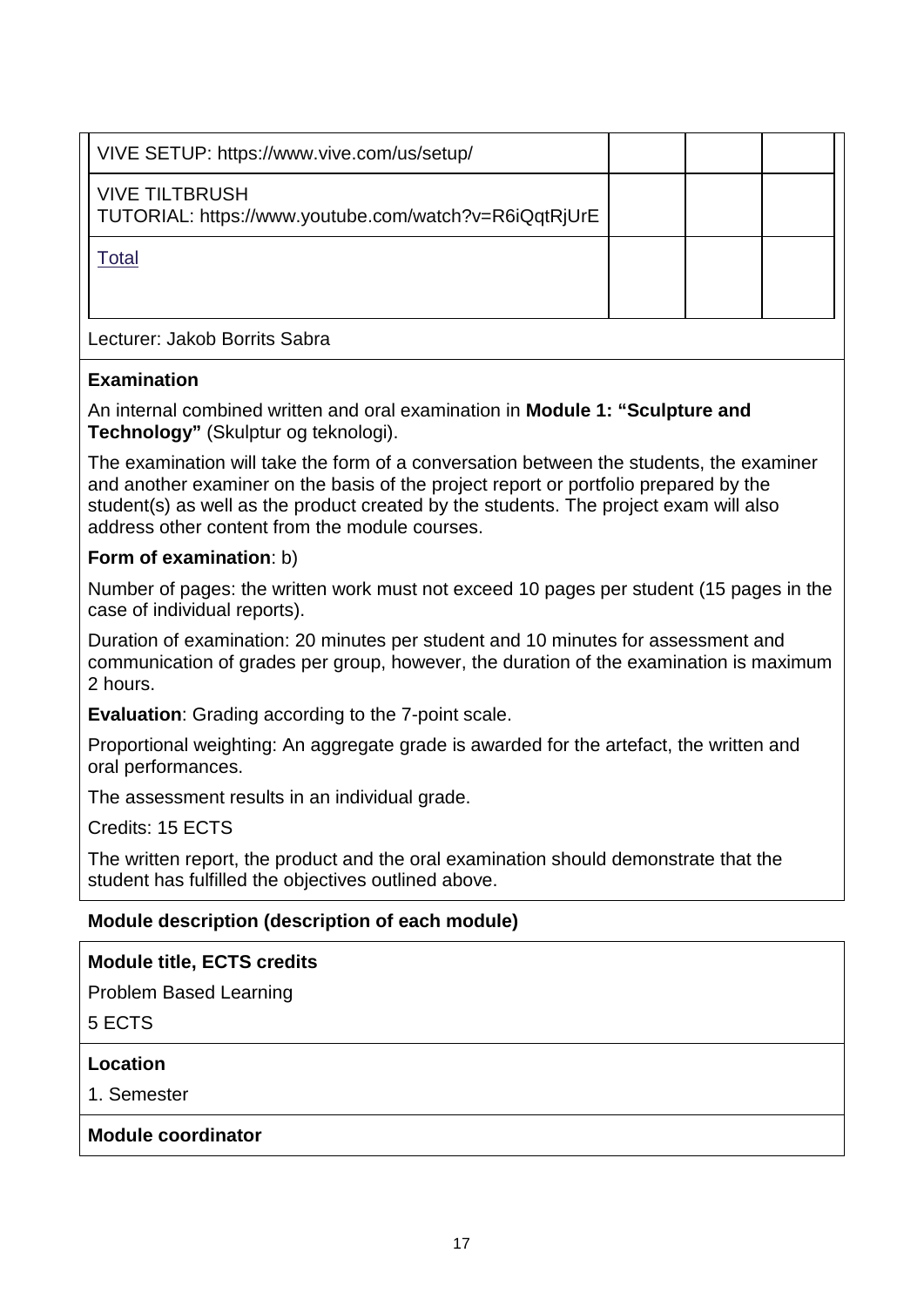| | | | |
|---|---|---|---|
| VIVE SETUP: https://www.vive.com/us/setup/ | | | |
| VIVE TILTBRUSH TUTORIAL: https://www.youtube.com/watch?v=R6iQqtRjUrE | | | |
| Total | | | |

Lecturer: Jakob Borrits Sabra

**Examination**

An internal combined written and oral examination in **Module 1: "Sculpture and Technology"** (Skulptur og teknologi).

The examination will take the form of a conversation between the students, the examiner and another examiner on the basis of the project report or portfolio prepared by the student(s) as well as the product created by the students. The project exam will also address other content from the module courses.

**Form of examination**: b)

Number of pages: the written work must not exceed 10 pages per student (15 pages in the case of individual reports).

Duration of examination: 20 minutes per student and 10 minutes for assessment and communication of grades per group, however, the duration of the examination is maximum 2 hours.

**Evaluation**: Grading according to the 7-point scale.

Proportional weighting: An aggregate grade is awarded for the artefact, the written and oral performances.

The assessment results in an individual grade.

Credits: 15 ECTS

The written report, the product and the oral examination should demonstrate that the student has fulfilled the objectives outlined above.

**Module description (description of each module)**

**Module title, ECTS credits**

Problem Based Learning

5 ECTS

**Location**

1. Semester

**Module coordinator**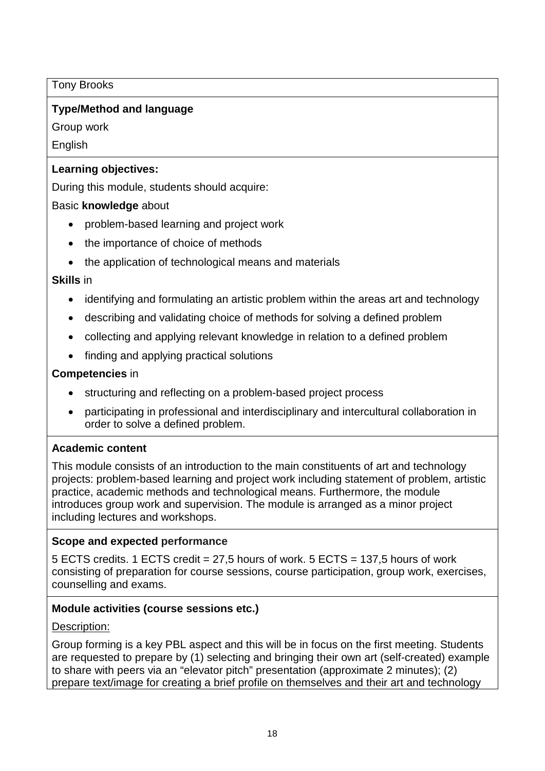Tony Brooks

**Type/Method and language**

Group work

English

**Learning objectives:**

During this module, students should acquire:

Basic **knowledge** about

- problem-based learning and project work
- the importance of choice of methods
- the application of technological means and materials

**Skills** in

- identifying and formulating an artistic problem within the areas art and technology
- describing and validating choice of methods for solving a defined problem
- collecting and applying relevant knowledge in relation to a defined problem
- finding and applying practical solutions

**Competencies** in

- structuring and reflecting on a problem-based project process
- participating in professional and interdisciplinary and intercultural collaboration in order to solve a defined problem.

**Academic content**

This module consists of an introduction to the main constituents of art and technology projects: problem-based learning and project work including statement of problem, artistic practice, academic methods and technological means. Furthermore, the module introduces group work and supervision. The module is arranged as a minor project including lectures and workshops.

**Scope and expected performance**

5 ECTS credits. 1 ECTS credit = 27,5 hours of work. 5 ECTS = 137,5 hours of work consisting of preparation for course sessions, course participation, group work, exercises, counselling and exams.

**Module activities (course sessions etc.)**

Description:

Group forming is a key PBL aspect and this will be in focus on the first meeting. Students are requested to prepare by (1) selecting and bringing their own art (self-created) example to share with peers via an "elevator pitch" presentation (approximate 2 minutes); (2) prepare text/image for creating a brief profile on themselves and their art and technology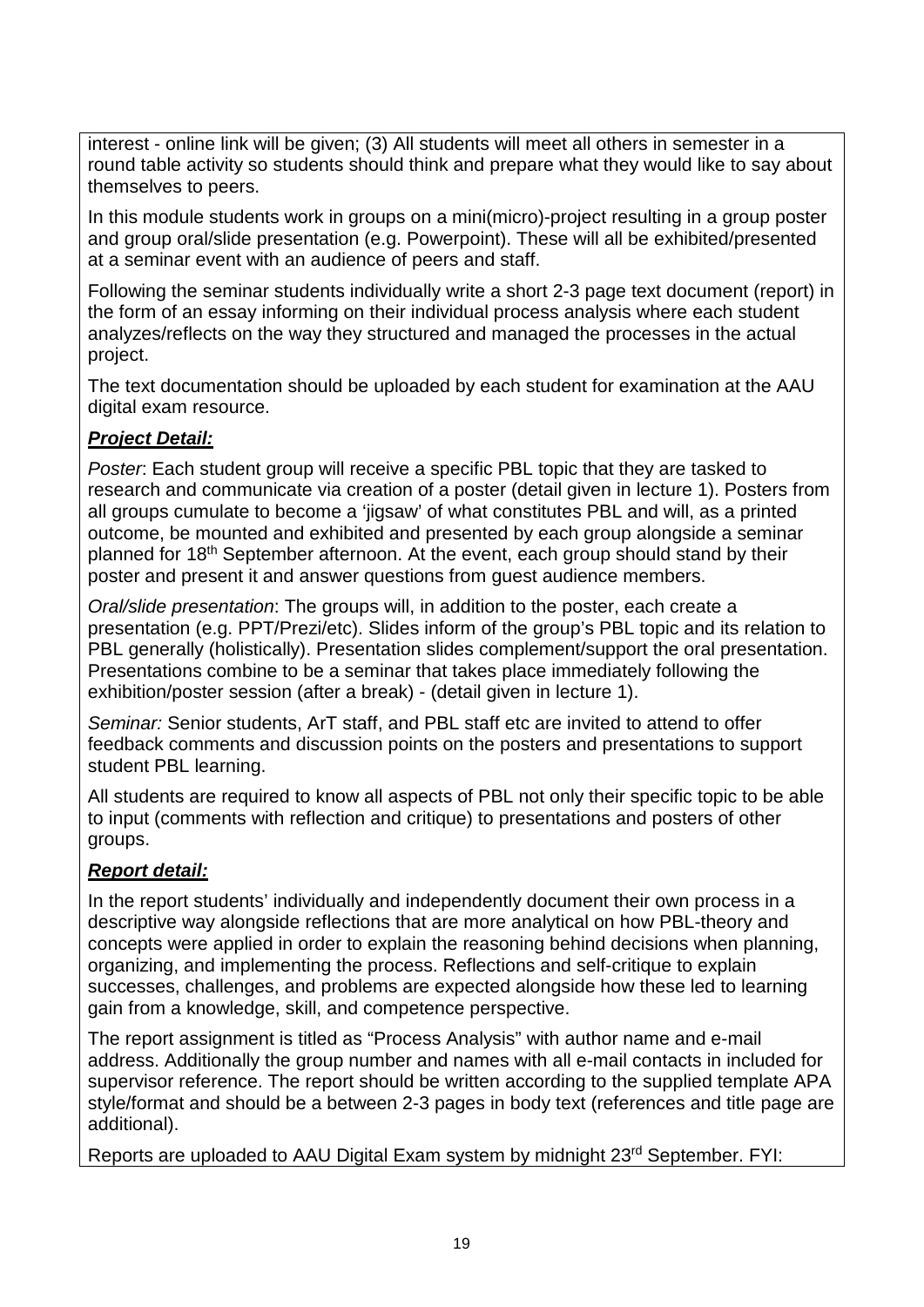interest - online link will be given; (3) All students will meet all others in semester in a round table activity so students should think and prepare what they would like to say about themselves to peers.

In this module students work in groups on a mini(micro)-project resulting in a group poster and group oral/slide presentation (e.g. Powerpoint). These will all be exhibited/presented at a seminar event with an audience of peers and staff.

Following the seminar students individually write a short 2-3 page text document (report) in the form of an essay informing on their individual process analysis where each student analyzes/reflects on the way they structured and managed the processes in the actual project.

The text documentation should be uploaded by each student for examination at the AAU digital exam resource.

***Project Detail:***

*Poster*: Each student group will receive a specific PBL topic that they are tasked to research and communicate via creation of a poster (detail given in lecture 1). Posters from all groups cumulate to become a 'jigsaw' of what constitutes PBL and will, as a printed outcome, be mounted and exhibited and presented by each group alongside a seminar planned for 18th September afternoon. At the event, each group should stand by their poster and present it and answer questions from guest audience members.

*Oral/slide presentation*: The groups will, in addition to the poster, each create a presentation (e.g. PPT/Prezi/etc). Slides inform of the group's PBL topic and its relation to PBL generally (holistically). Presentation slides complement/support the oral presentation. Presentations combine to be a seminar that takes place immediately following the exhibition/poster session (after a break) - (detail given in lecture 1).

*Seminar:* Senior students, ArT staff, and PBL staff etc are invited to attend to offer feedback comments and discussion points on the posters and presentations to support student PBL learning.

All students are required to know all aspects of PBL not only their specific topic to be able to input (comments with reflection and critique) to presentations and posters of other groups.

***Report detail:***

In the report students' individually and independently document their own process in a descriptive way alongside reflections that are more analytical on how PBL-theory and concepts were applied in order to explain the reasoning behind decisions when planning, organizing, and implementing the process. Reflections and self-critique to explain successes, challenges, and problems are expected alongside how these led to learning gain from a knowledge, skill, and competence perspective.

The report assignment is titled as "Process Analysis" with author name and e-mail address. Additionally the group number and names with all e-mail contacts in included for supervisor reference. The report should be written according to the supplied template APA style/format and should be a between 2-3 pages in body text (references and title page are additional).

Reports are uploaded to AAU Digital Exam system by midnight 23rd September. FYI: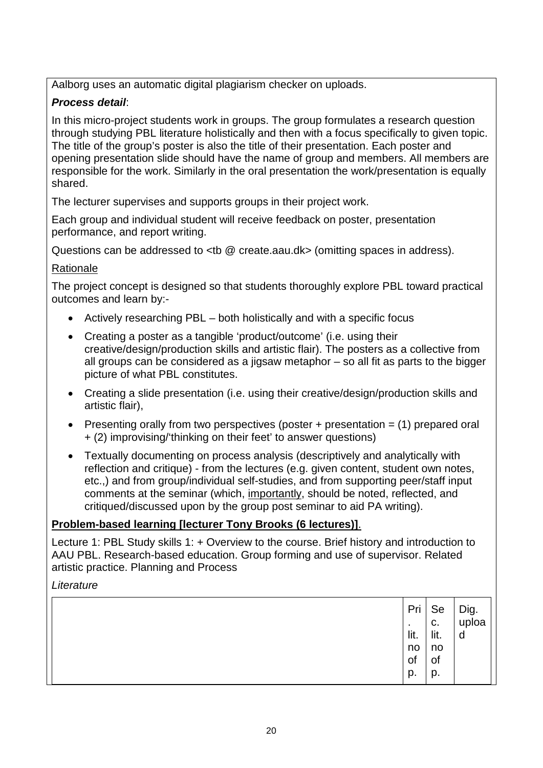Aalborg uses an automatic digital plagiarism checker on uploads.

***Process detail***:

In this micro-project students work in groups. The group formulates a research question through studying PBL literature holistically and then with a focus specifically to given topic. The title of the group's poster is also the title of their presentation. Each poster and opening presentation slide should have the name of group and members. All members are responsible for the work. Similarly in the oral presentation the work/presentation is equally shared.

The lecturer supervises and supports groups in their project work.

Each group and individual student will receive feedback on poster, presentation performance, and report writing.

Questions can be addressed to <tb @ create.aau.dk> (omitting spaces in address).

Rationale

The project concept is designed so that students thoroughly explore PBL toward practical outcomes and learn by:-

- Actively researching PBL – both holistically and with a specific focus
- Creating a poster as a tangible 'product/outcome' (i.e. using their creative/design/production skills and artistic flair). The posters as a collective from all groups can be considered as a jigsaw metaphor – so all fit as parts to the bigger picture of what PBL constitutes.
- Creating a slide presentation (i.e. using their creative/design/production skills and artistic flair),
- Presenting orally from two perspectives (poster + presentation = (1) prepared oral + (2) improvising/'thinking on their feet' to answer questions)
- Textually documenting on process analysis (descriptively and analytically with reflection and critique) - from the lectures (e.g. given content, student own notes, etc.,) and from group/individual self-studies, and from supporting peer/staff input comments at the seminar (which, importantly, should be noted, reflected, and critiqued/discussed upon by the group post seminar to aid PA writing).

**Problem-based learning [lecturer Tony Brooks (6 lectures)]**.

Lecture 1: PBL Study skills 1: + Overview to the course. Brief history and introduction to AAU PBL. Research-based education. Group forming and use of supervisor. Related artistic practice. Planning and Process

*Literature*

| | Pri. lit. no of p. | Sec. lit. no of p. | Dig. upload |
|---|---|---|---|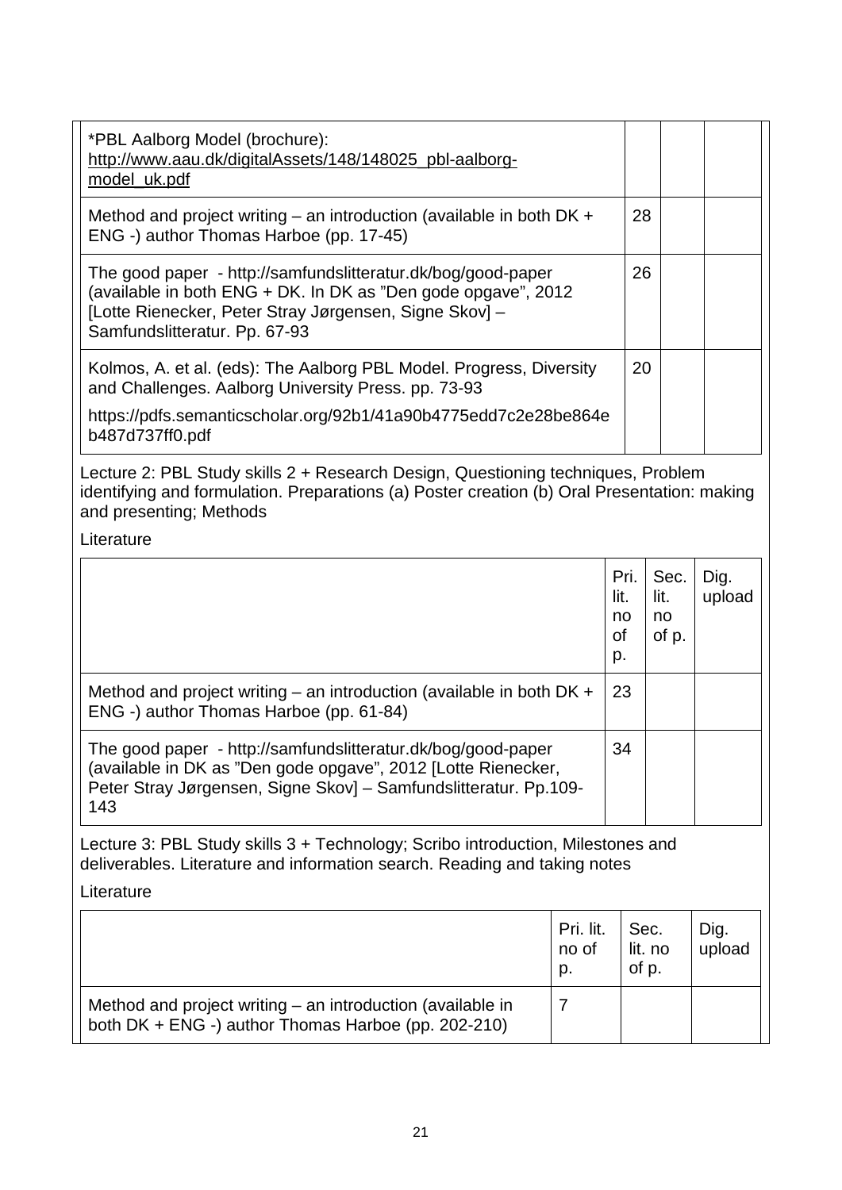| | | | |
|---|---|---|---|
| *PBL Aalborg Model (brochure): http://www.aau.dk/digitalAssets/148/148025_pbl-aalborg-model_uk.pdf | | | |
| Method and project writing – an introduction (available in both DK + ENG -) author Thomas Harboe (pp. 17-45) | 28 | | |
| The good paper - http://samfundslitteratur.dk/bog/good-paper (available in both ENG + DK. In DK as ”Den gode opgave”, 2012 [Lotte Rienecker, Peter Stray Jørgensen, Signe Skov] – Samfundslitteratur. Pp. 67-93 | 26 | | |
| Kolmos, A. et al. (eds): The Aalborg PBL Model. Progress, Diversity and Challenges. Aalborg University Press. pp. 73-93<br><br>https://pdfs.semanticscholar.org/92b1/41a90b4775edd7c2e28be864eb487d737ff0.pdf | 20 | | |

Lecture 2: PBL Study skills 2 + Research Design, Questioning techniques, Problem identifying and formulation. Preparations (a) Poster creation (b) Oral Presentation: making and presenting; Methods

Literature

| | Pri. lit. no of p. | Sec. lit. no of p. | Dig. upload |
|---|---|---|---|
| Method and project writing – an introduction (available in both DK + ENG -) author Thomas Harboe (pp. 61-84) | 23 | | |
| The good paper - http://samfundslitteratur.dk/bog/good-paper (available in DK as ”Den gode opgave”, 2012 [Lotte Rienecker, Peter Stray Jørgensen, Signe Skov] – Samfundslitteratur. Pp.109-143 | 34 | | |

Lecture 3: PBL Study skills 3 + Technology; Scribo introduction, Milestones and deliverables. Literature and information search. Reading and taking notes

Literature

| | Pri. lit. no of p. | Sec. lit. no of p. | Dig. upload |
|---|---|---|---|
| Method and project writing – an introduction (available in both DK + ENG -) author Thomas Harboe (pp. 202-210) | 7 | | |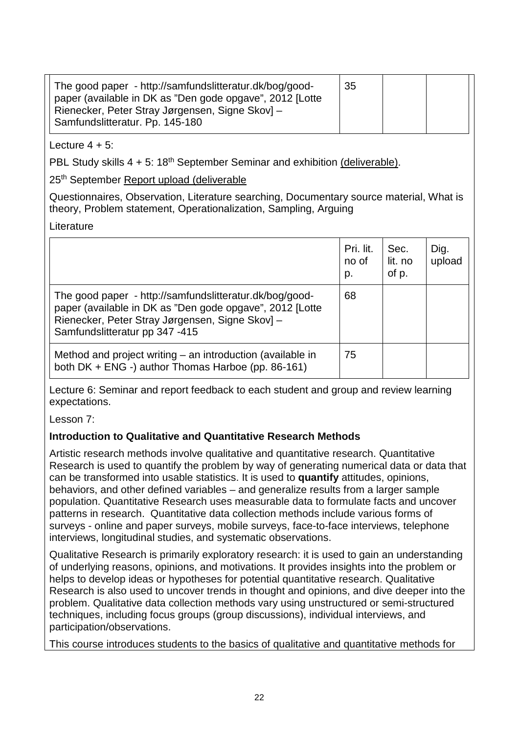| | | | |
|---|---|---|---|
| The good paper - http://samfundslitteratur.dk/bog/good-paper (available in DK as "Den gode opgave", 2012 [Lotte Rienecker, Peter Stray Jørgensen, Signe Skov] – Samfundslitteratur. Pp. 145-180 | 35 | | |

Lecture 4 + 5:

PBL Study skills 4 + 5: 18th September Seminar and exhibition (deliverable).

25th September Report upload (deliverable

Questionnaires, Observation, Literature searching, Documentary source material, What is theory, Problem statement, Operationalization, Sampling, Arguing

Literature

| | Pri. lit. no of p. | Sec. lit. no of p. | Dig. upload |
|---|---|---|---|
| The good paper - http://samfundslitteratur.dk/bog/good-paper (available in DK as "Den gode opgave", 2012 [Lotte Rienecker, Peter Stray Jørgensen, Signe Skov] – Samfundslitteratur pp 347 -415 | 68 | | |
| Method and project writing – an introduction (available in both DK + ENG -) author Thomas Harboe (pp. 86-161) | 75 | | |

Lecture 6: Seminar and report feedback to each student and group and review learning expectations.

Lesson 7:

**Introduction to Qualitative and Quantitative Research Methods**

Artistic research methods involve qualitative and quantitative research. Quantitative Research is used to quantify the problem by way of generating numerical data or data that can be transformed into usable statistics. It is used to **quantify** attitudes, opinions, behaviors, and other defined variables – and generalize results from a larger sample population. Quantitative Research uses measurable data to formulate facts and uncover patterns in research. Quantitative data collection methods include various forms of surveys - online and paper surveys, mobile surveys, face-to-face interviews, telephone interviews, longitudinal studies, and systematic observations.

Qualitative Research is primarily exploratory research: it is used to gain an understanding of underlying reasons, opinions, and motivations. It provides insights into the problem or helps to develop ideas or hypotheses for potential quantitative research. Qualitative Research is also used to uncover trends in thought and opinions, and dive deeper into the problem. Qualitative data collection methods vary using unstructured or semi-structured techniques, including focus groups (group discussions), individual interviews, and participation/observations.

This course introduces students to the basics of qualitative and quantitative methods for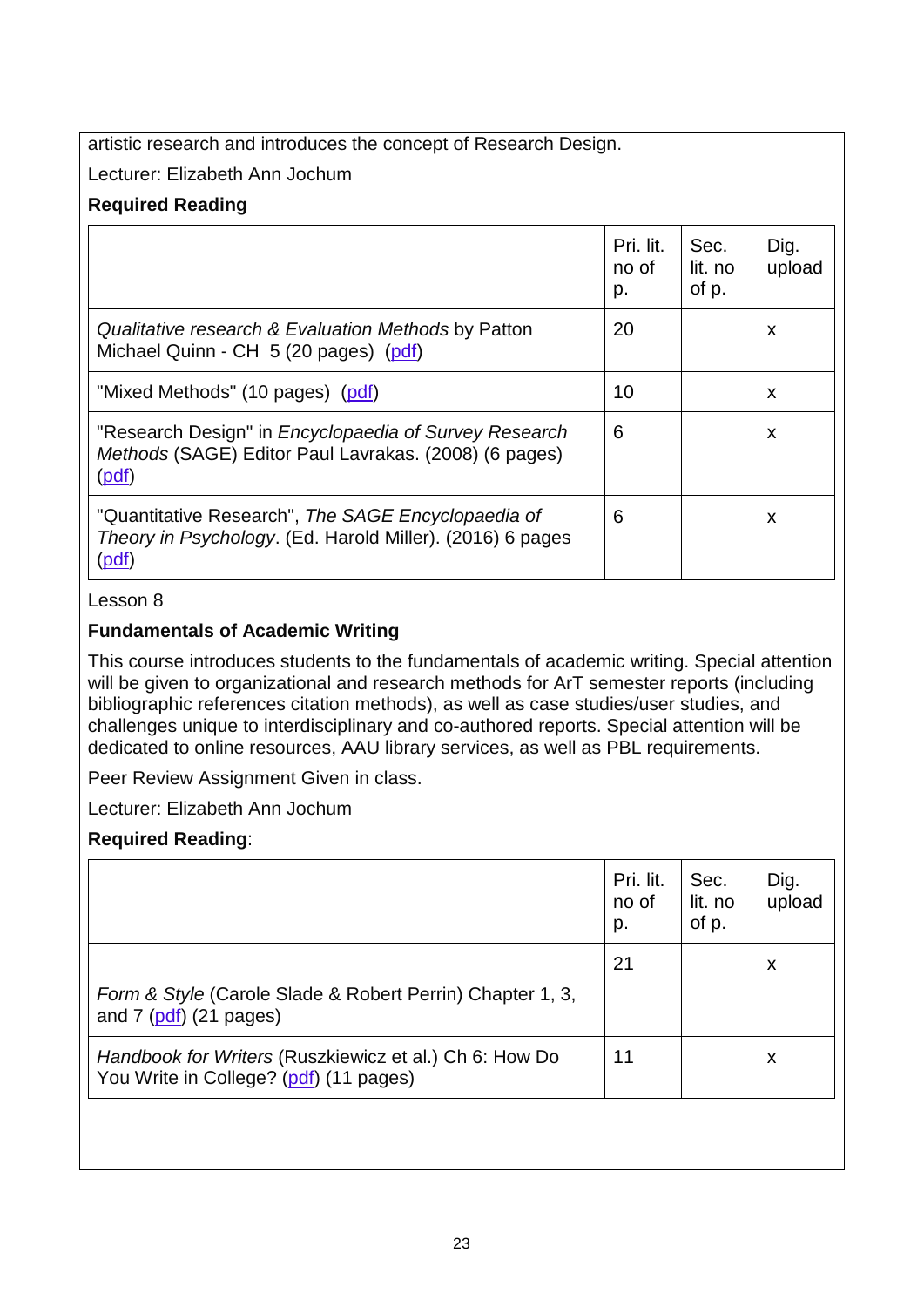artistic research and introduces the concept of Research Design.

Lecturer: Elizabeth Ann Jochum

**Required Reading**

| | Pri. lit. no of p. | Sec. lit. no of p. | Dig. upload |
|---|---|---|---|
| *Qualitative research & Evaluation Methods* by Patton Michael Quinn - CH 5 (20 pages) (pdf) | 20 | | x |
| "Mixed Methods" (10 pages) (pdf) | 10 | | x |
| "Research Design" in *Encyclopaedia of Survey Research Methods* (SAGE) Editor Paul Lavrakas. (2008) (6 pages) (pdf) | 6 | | x |
| "Quantitative Research", *The SAGE Encyclopaedia of Theory in Psychology*. (Ed. Harold Miller). (2016) 6 pages (pdf) | 6 | | x |

Lesson 8

**Fundamentals of Academic Writing**

This course introduces students to the fundamentals of academic writing. Special attention will be given to organizational and research methods for ArT semester reports (including bibliographic references citation methods), as well as case studies/user studies, and challenges unique to interdisciplinary and co-authored reports. Special attention will be dedicated to online resources, AAU library services, as well as PBL requirements.

Peer Review Assignment Given in class.

Lecturer: Elizabeth Ann Jochum

**Required Reading**:

| | Pri. lit. no of p. | Sec. lit. no of p. | Dig. upload |
|---|---|---|---|
| *Form & Style* (Carole Slade & Robert Perrin) Chapter 1, 3, and 7 (pdf) (21 pages) | 21 | | x |
| *Handbook for Writers* (Ruszkiewicz et al.) Ch 6: How Do You Write in College? (pdf) (11 pages) | 11 | | x |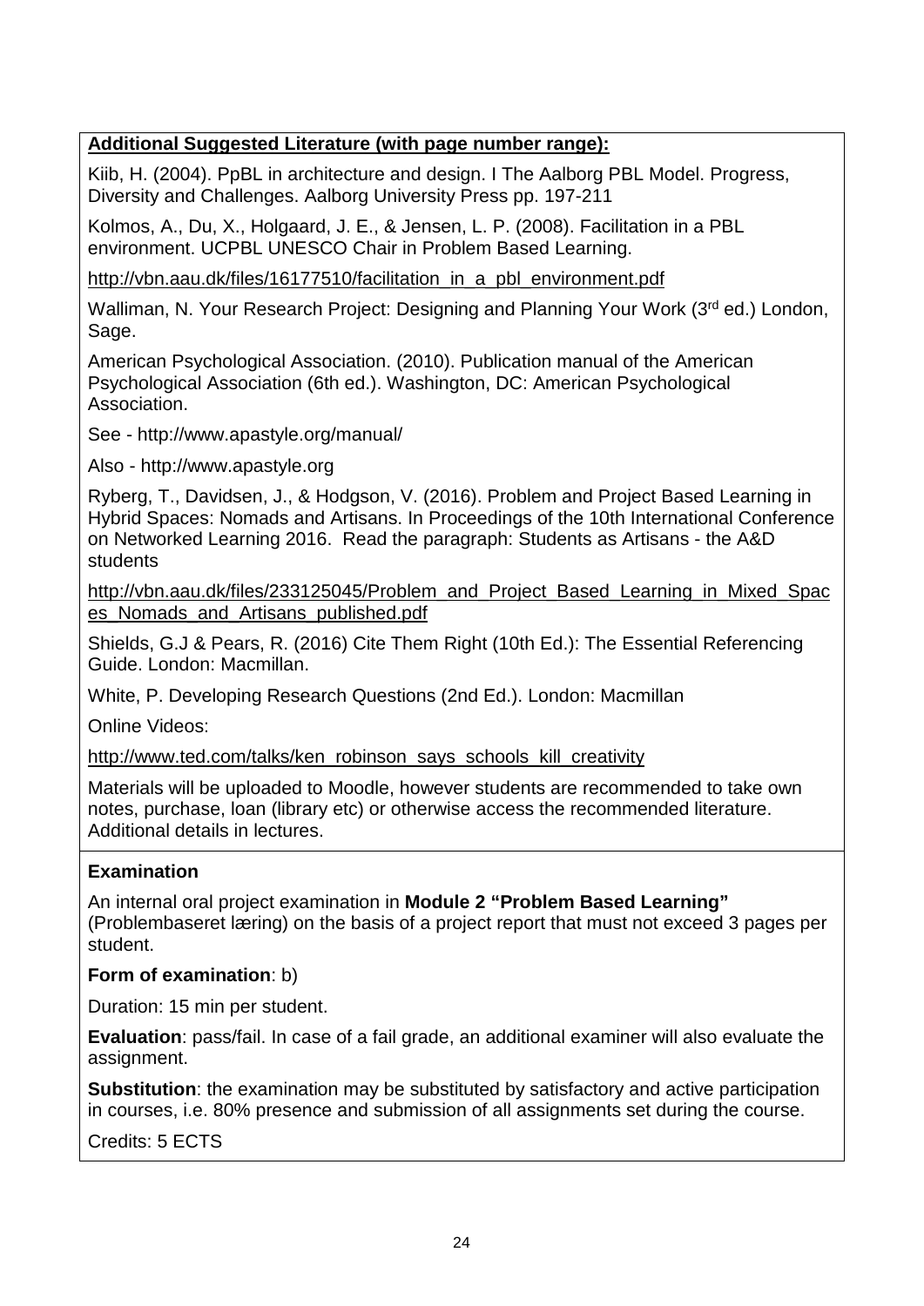**Additional Suggested Literature (with page number range):**

Kiib, H. (2004). PpBL in architecture and design. I The Aalborg PBL Model. Progress, Diversity and Challenges. Aalborg University Press pp. 197-211

Kolmos, A., Du, X., Holgaard, J. E., & Jensen, L. P. (2008). Facilitation in a PBL environment. UCPBL UNESCO Chair in Problem Based Learning.

http://vbn.aau.dk/files/16177510/facilitation_in_a_pbl_environment.pdf

Walliman, N. Your Research Project: Designing and Planning Your Work (3rd ed.) London, Sage.

American Psychological Association. (2010). Publication manual of the American Psychological Association (6th ed.). Washington, DC: American Psychological Association.

See - http://www.apastyle.org/manual/

Also - http://www.apastyle.org

Ryberg, T., Davidsen, J., & Hodgson, V. (2016). Problem and Project Based Learning in Hybrid Spaces: Nomads and Artisans. In Proceedings of the 10th International Conference on Networked Learning 2016. Read the paragraph: Students as Artisans - the A&D students

http://vbn.aau.dk/files/233125045/Problem_and_Project_Based_Learning_in_Mixed_Spaces_Nomads_and_Artisans_published.pdf

Shields, G.J & Pears, R. (2016) Cite Them Right (10th Ed.): The Essential Referencing Guide. London: Macmillan.

White, P. Developing Research Questions (2nd Ed.). London: Macmillan

Online Videos:

http://www.ted.com/talks/ken_robinson_says_schools_kill_creativity

Materials will be uploaded to Moodle, however students are recommended to take own notes, purchase, loan (library etc) or otherwise access the recommended literature. Additional details in lectures.

**Examination**

An internal oral project examination in **Module 2 "Problem Based Learning"** (Problembaseret læring) on the basis of a project report that must not exceed 3 pages per student.

**Form of examination**: b)

Duration: 15 min per student.

**Evaluation**: pass/fail. In case of a fail grade, an additional examiner will also evaluate the assignment.

**Substitution**: the examination may be substituted by satisfactory and active participation in courses, i.e. 80% presence and submission of all assignments set during the course.

Credits: 5 ECTS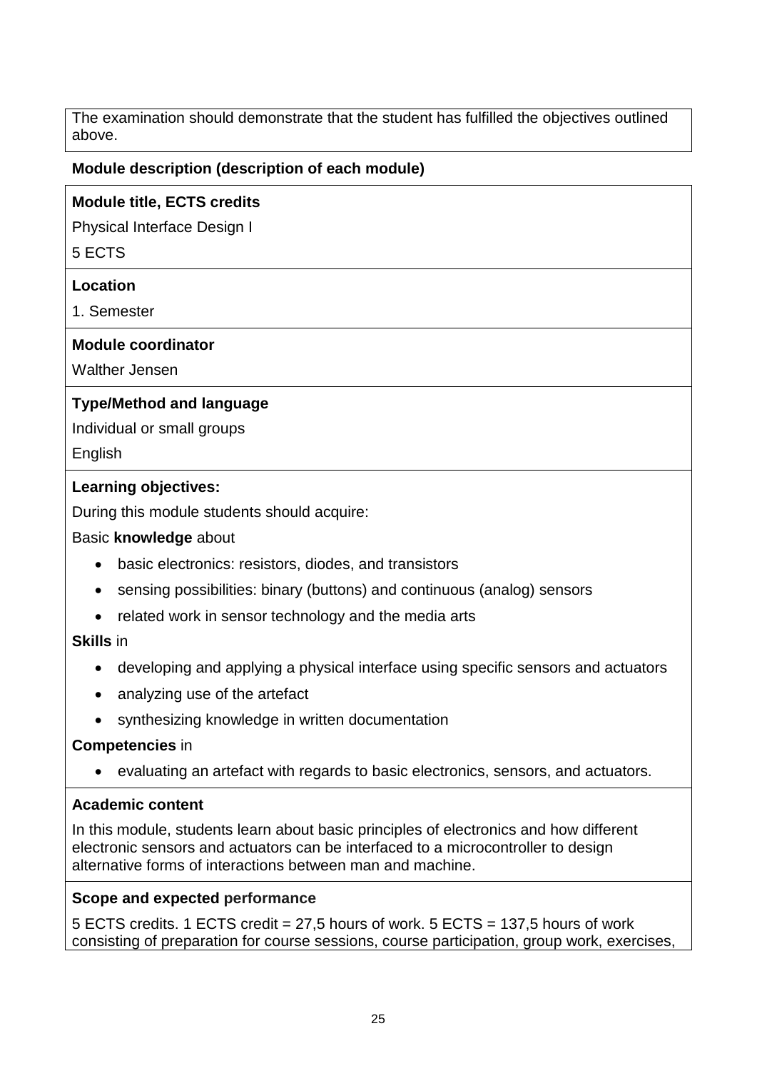The examination should demonstrate that the student has fulfilled the objectives outlined above.

**Module description (description of each module)**

**Module title, ECTS credits**

Physical Interface Design I

5 ECTS

**Location**

1. Semester

**Module coordinator**

Walther Jensen

**Type/Method and language**

Individual or small groups

English

**Learning objectives:**

During this module students should acquire:

Basic **knowledge** about

- basic electronics: resistors, diodes, and transistors
- sensing possibilities: binary (buttons) and continuous (analog) sensors
- related work in sensor technology and the media arts

**Skills** in

- developing and applying a physical interface using specific sensors and actuators
- analyzing use of the artefact
- synthesizing knowledge in written documentation

**Competencies** in

- evaluating an artefact with regards to basic electronics, sensors, and actuators.

**Academic content**

In this module, students learn about basic principles of electronics and how different electronic sensors and actuators can be interfaced to a microcontroller to design alternative forms of interactions between man and machine.

**Scope and expected performance**

5 ECTS credits. 1 ECTS credit = 27,5 hours of work. 5 ECTS = 137,5 hours of work consisting of preparation for course sessions, course participation, group work, exercises,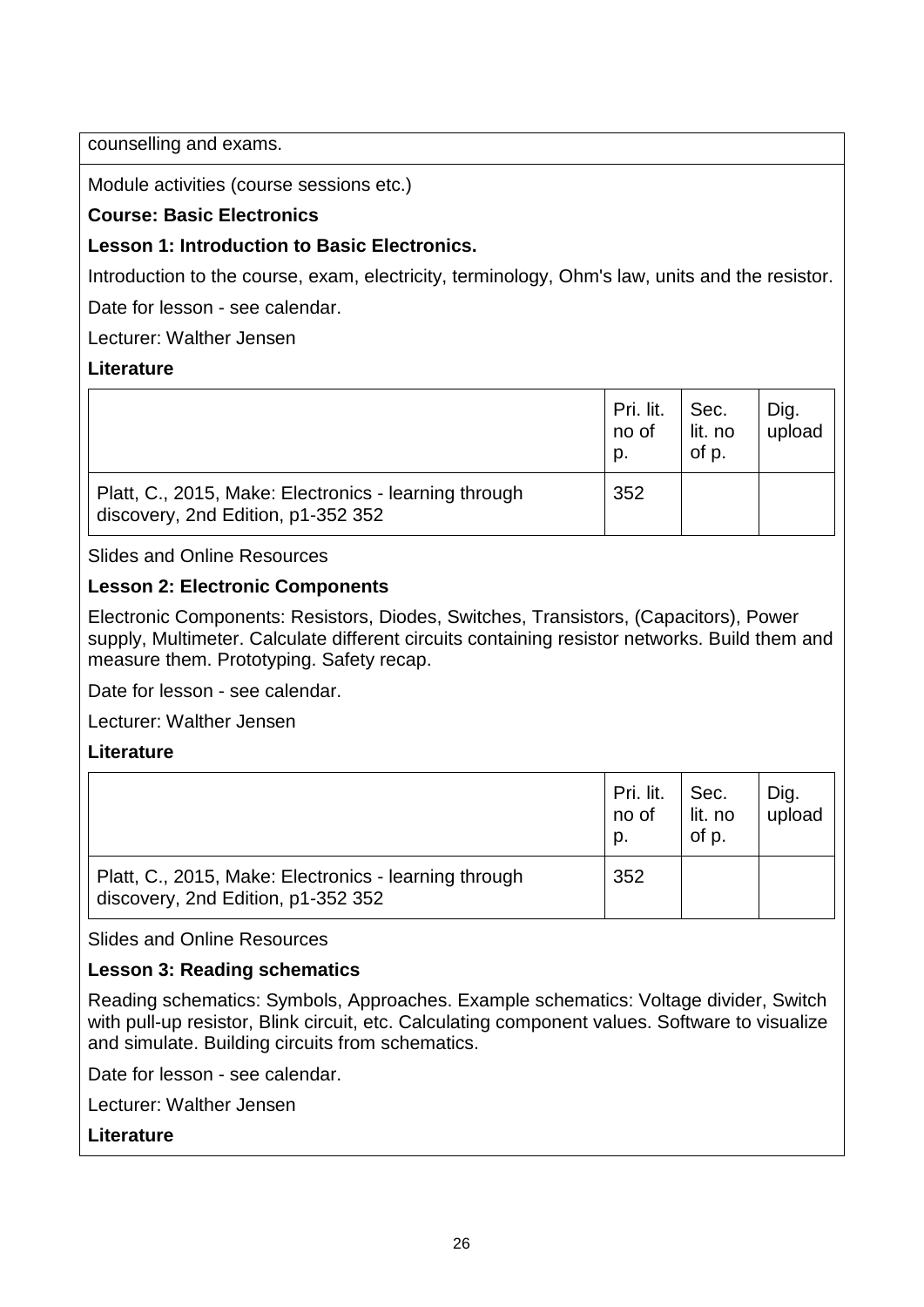counselling and exams.

Module activities (course sessions etc.)

**Course: Basic Electronics**

**Lesson 1: Introduction to Basic Electronics.**

Introduction to the course, exam, electricity, terminology, Ohm's law, units and the resistor.

Date for lesson - see calendar.

Lecturer: Walther Jensen

**Literature**

| | Pri. lit. no of p. | Sec. lit. no of p. | Dig. upload |
|---|---|---|---|
| Platt, C., 2015, Make: Electronics - learning through discovery, 2nd Edition, p1-352 352 | 352 | | |

Slides and Online Resources

**Lesson 2: Electronic Components**

Electronic Components: Resistors, Diodes, Switches, Transistors, (Capacitors), Power supply, Multimeter. Calculate different circuits containing resistor networks. Build them and measure them. Prototyping. Safety recap.

Date for lesson - see calendar.

Lecturer: Walther Jensen

**Literature**

| | Pri. lit. no of p. | Sec. lit. no of p. | Dig. upload |
|---|---|---|---|
| Platt, C., 2015, Make: Electronics - learning through discovery, 2nd Edition, p1-352 352 | 352 | | |

Slides and Online Resources

**Lesson 3: Reading schematics**

Reading schematics: Symbols, Approaches. Example schematics: Voltage divider, Switch with pull-up resistor, Blink circuit, etc. Calculating component values. Software to visualize and simulate. Building circuits from schematics.

Date for lesson - see calendar.

Lecturer: Walther Jensen

**Literature**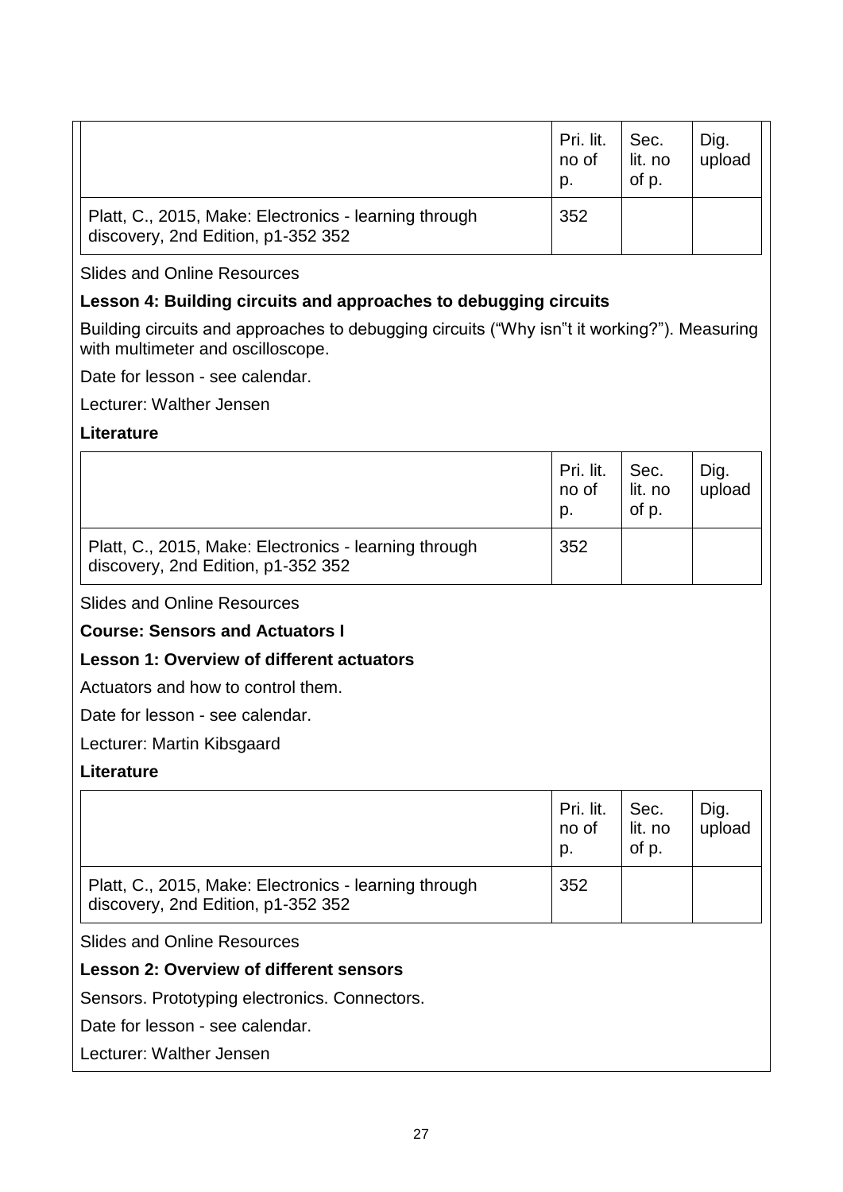| | Pri. lit. no of p. | Sec. lit. no of p. | Dig. upload |
|---|---|---|---|
| Platt, C., 2015, Make: Electronics - learning through discovery, 2nd Edition, p1-352 352 | 352 | | |

Slides and Online Resources

**Lesson 4: Building circuits and approaches to debugging circuits**

Building circuits and approaches to debugging circuits ("Why isn"t it working?"). Measuring with multimeter and oscilloscope.

Date for lesson - see calendar.

Lecturer: Walther Jensen

**Literature**

| | Pri. lit. no of p. | Sec. lit. no of p. | Dig. upload |
|---|---|---|---|
| Platt, C., 2015, Make: Electronics - learning through discovery, 2nd Edition, p1-352 352 | 352 | | |

Slides and Online Resources

**Course: Sensors and Actuators I**

**Lesson 1: Overview of different actuators**

Actuators and how to control them.

Date for lesson - see calendar.

Lecturer: Martin Kibsgaard

**Literature**

| | Pri. lit. no of p. | Sec. lit. no of p. | Dig. upload |
|---|---|---|---|
| Platt, C., 2015, Make: Electronics - learning through discovery, 2nd Edition, p1-352 352 | 352 | | |

Slides and Online Resources

**Lesson 2: Overview of different sensors**

Sensors. Prototyping electronics. Connectors.

Date for lesson - see calendar.

Lecturer: Walther Jensen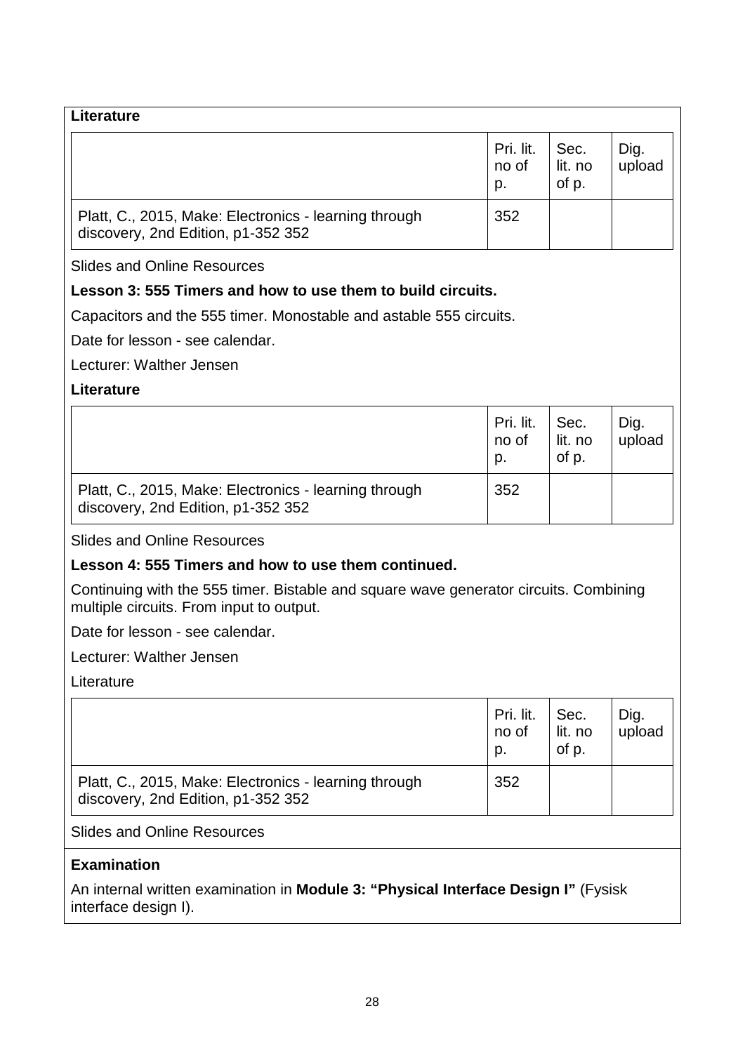**Literature**

| | Pri. lit. no of p. | Sec. lit. no of p. | Dig. upload |
|---|---|---|---|
| Platt, C., 2015, Make: Electronics - learning through discovery, 2nd Edition, p1-352 352 | 352 | | |

Slides and Online Resources

**Lesson 3: 555 Timers and how to use them to build circuits.**

Capacitors and the 555 timer. Monostable and astable 555 circuits.

Date for lesson - see calendar.

Lecturer: Walther Jensen

**Literature**

| | Pri. lit. no of p. | Sec. lit. no of p. | Dig. upload |
|---|---|---|---|
| Platt, C., 2015, Make: Electronics - learning through discovery, 2nd Edition, p1-352 352 | 352 | | |

Slides and Online Resources

**Lesson 4: 555 Timers and how to use them continued.**

Continuing with the 555 timer. Bistable and square wave generator circuits. Combining multiple circuits. From input to output.

Date for lesson - see calendar.

Lecturer: Walther Jensen

Literature

| | Pri. lit. no of p. | Sec. lit. no of p. | Dig. upload |
|---|---|---|---|
| Platt, C., 2015, Make: Electronics - learning through discovery, 2nd Edition, p1-352 352 | 352 | | |

Slides and Online Resources

**Examination**

An internal written examination in **Module 3: "Physical Interface Design I"** (Fysisk interface design I).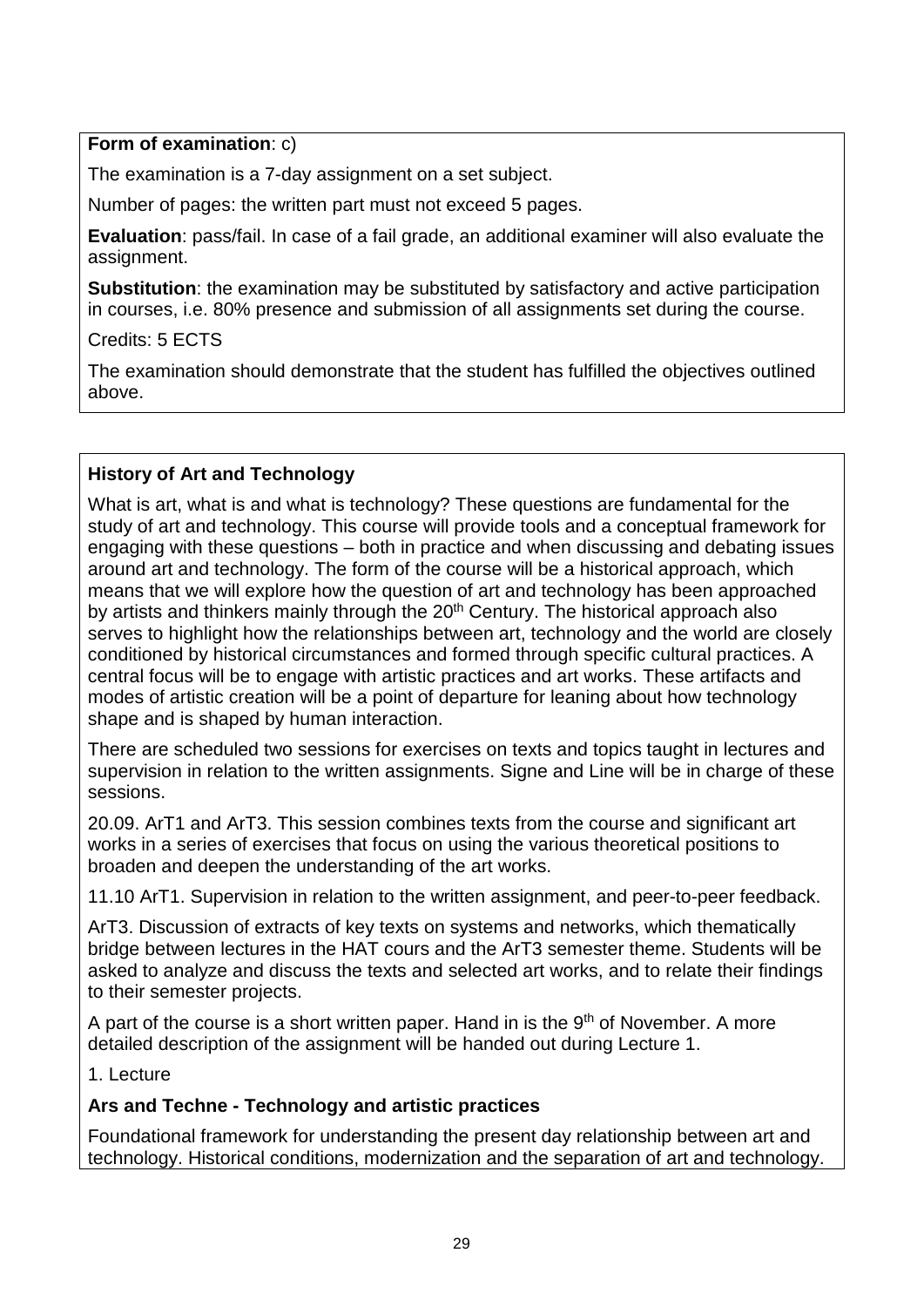**Form of examination**: c)

The examination is a 7-day assignment on a set subject.

Number of pages: the written part must not exceed 5 pages.

**Evaluation**: pass/fail. In case of a fail grade, an additional examiner will also evaluate the assignment.

**Substitution**: the examination may be substituted by satisfactory and active participation in courses, i.e. 80% presence and submission of all assignments set during the course.

Credits: 5 ECTS

The examination should demonstrate that the student has fulfilled the objectives outlined above.

**History of Art and Technology**

What is art, what is and what is technology? These questions are fundamental for the study of art and technology. This course will provide tools and a conceptual framework for engaging with these questions – both in practice and when discussing and debating issues around art and technology. The form of the course will be a historical approach, which means that we will explore how the question of art and technology has been approached by artists and thinkers mainly through the 20th Century. The historical approach also serves to highlight how the relationships between art, technology and the world are closely conditioned by historical circumstances and formed through specific cultural practices. A central focus will be to engage with artistic practices and art works. These artifacts and modes of artistic creation will be a point of departure for leaning about how technology shape and is shaped by human interaction.

There are scheduled two sessions for exercises on texts and topics taught in lectures and supervision in relation to the written assignments. Signe and Line will be in charge of these sessions.

20.09. ArT1 and ArT3. This session combines texts from the course and significant art works in a series of exercises that focus on using the various theoretical positions to broaden and deepen the understanding of the art works.

11.10 ArT1. Supervision in relation to the written assignment, and peer-to-peer feedback.

ArT3. Discussion of extracts of key texts on systems and networks, which thematically bridge between lectures in the HAT cours and the ArT3 semester theme. Students will be asked to analyze and discuss the texts and selected art works, and to relate their findings to their semester projects.

A part of the course is a short written paper. Hand in is the 9th of November. A more detailed description of the assignment will be handed out during Lecture 1.

1. Lecture

**Ars and Techne - Technology and artistic practices**

Foundational framework for understanding the present day relationship between art and technology. Historical conditions, modernization and the separation of art and technology.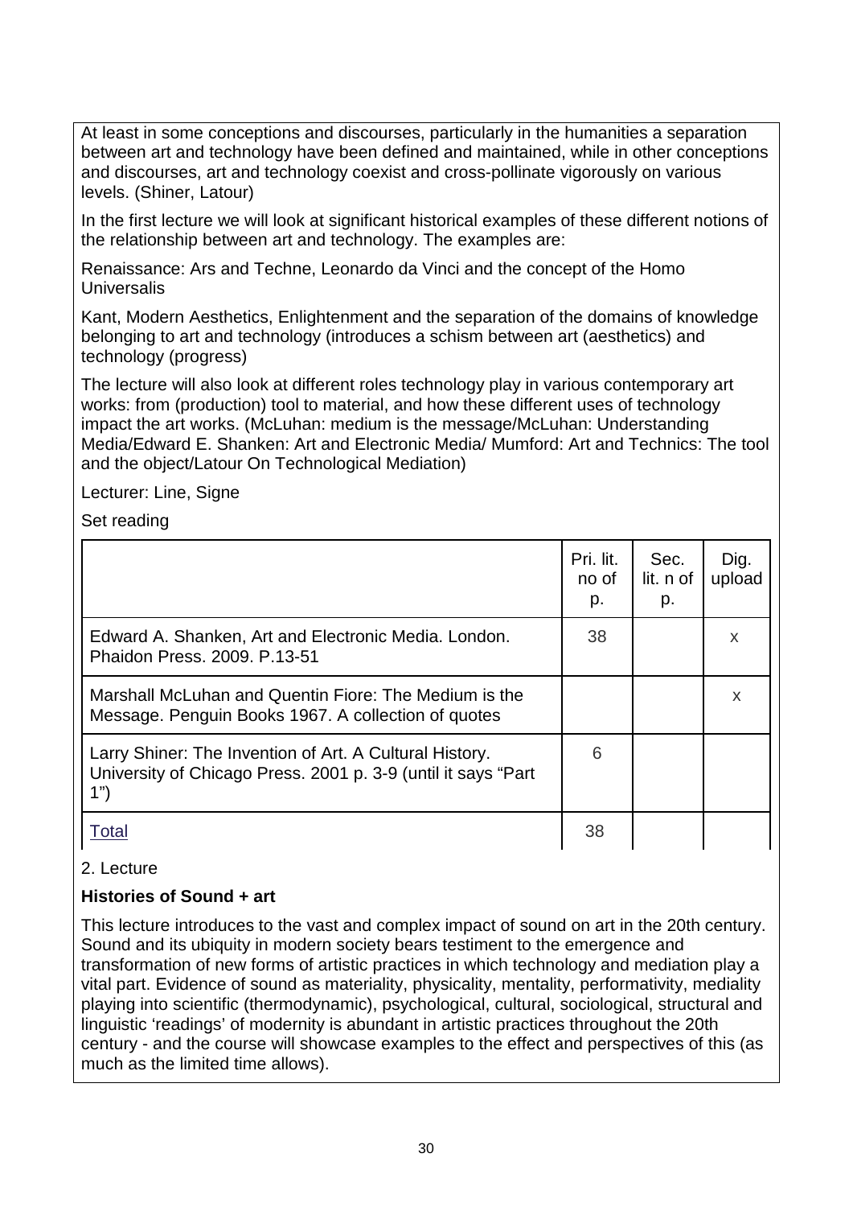At least in some conceptions and discourses, particularly in the humanities a separation between art and technology have been defined and maintained, while in other conceptions and discourses, art and technology coexist and cross-pollinate vigorously on various levels. (Shiner, Latour)

In the first lecture we will look at significant historical examples of these different notions of the relationship between art and technology. The examples are:

Renaissance: Ars and Techne, Leonardo da Vinci and the concept of the Homo Universalis

Kant, Modern Aesthetics, Enlightenment and the separation of the domains of knowledge belonging to art and technology (introduces a schism between art (aesthetics) and technology (progress)

The lecture will also look at different roles technology play in various contemporary art works: from (production) tool to material, and how these different uses of technology impact the art works. (McLuhan: medium is the message/McLuhan: Understanding Media/Edward E. Shanken: Art and Electronic Media/ Mumford: Art and Technics: The tool and the object/Latour On Technological Mediation)

Lecturer: Line, Signe

Set reading

| | Pri. lit. no of p. | Sec. lit. n of p. | Dig. upload |
|---|---|---|---|
| Edward A. Shanken, Art and Electronic Media. London. Phaidon Press. 2009. P.13-51 | 38 | | x |
| Marshall McLuhan and Quentin Fiore: The Medium is the Message. Penguin Books 1967. A collection of quotes | | | x |
| Larry Shiner: The Invention of Art. A Cultural History. University of Chicago Press. 2001 p. 3-9 (until it says "Part 1") | 6 | | |
| Total | 38 | | |

2. Lecture

**Histories of Sound + art**

This lecture introduces to the vast and complex impact of sound on art in the 20th century. Sound and its ubiquity in modern society bears testiment to the emergence and transformation of new forms of artistic practices in which technology and mediation play a vital part. Evidence of sound as materiality, physicality, mentality, performativity, mediality playing into scientific (thermodynamic), psychological, cultural, sociological, structural and linguistic 'readings' of modernity is abundant in artistic practices throughout the 20th century - and the course will showcase examples to the effect and perspectives of this (as much as the limited time allows).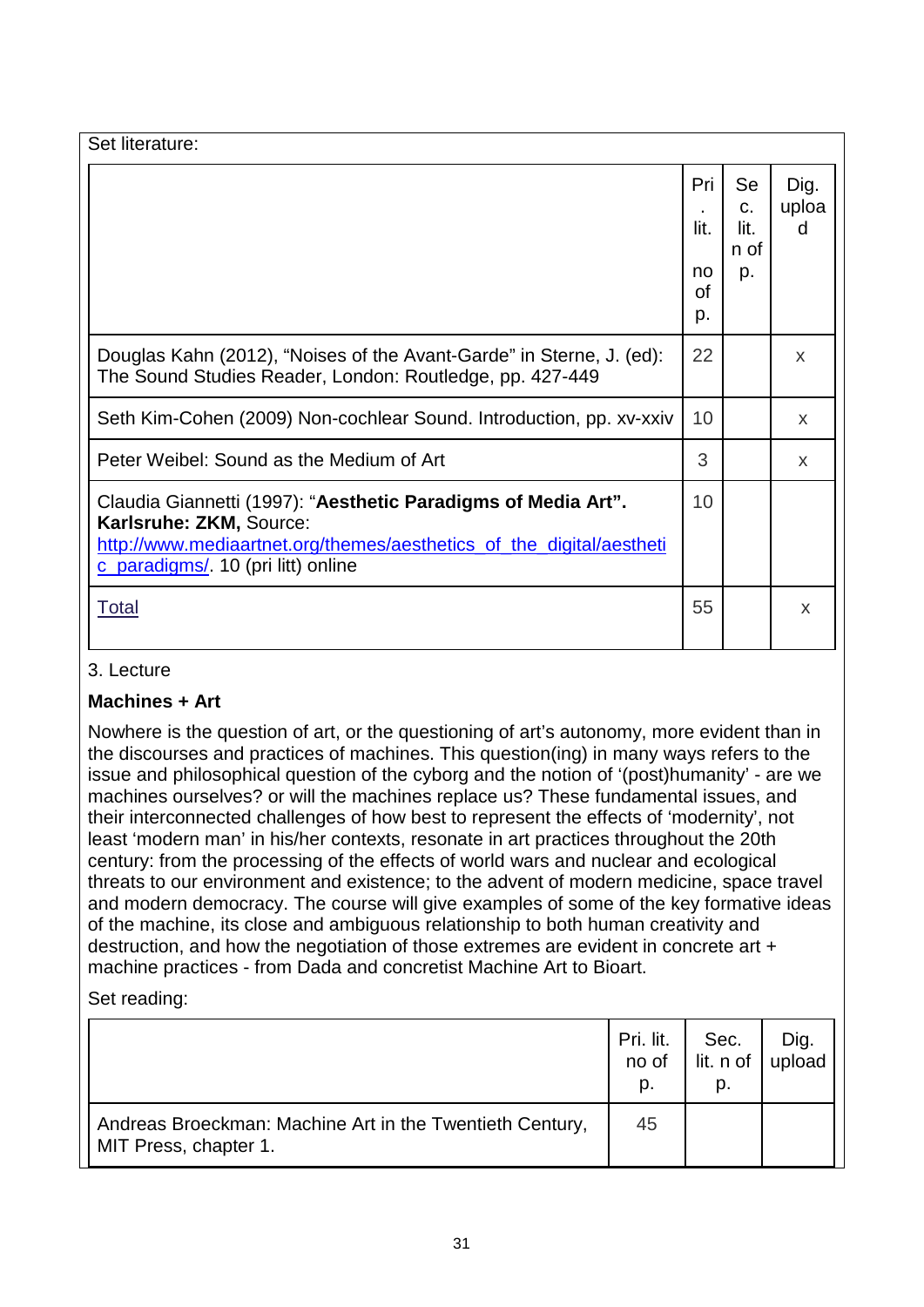Set literature:

| | Pri. lit. no of p. | Sec. lit. n of p. | Dig. upload |
|---|---|---|---|
| Douglas Kahn (2012), "Noises of the Avant-Garde" in Sterne, J. (ed): The Sound Studies Reader, London: Routledge, pp. 427-449 | 22 | | x |
| Seth Kim-Cohen (2009) Non-cochlear Sound. Introduction, pp. xv-xxiv | 10 | | x |
| Peter Weibel: Sound as the Medium of Art | 3 | | x |
| Claudia Giannetti (1997): "**Aesthetic Paradigms of Media Art". Karlsruhe: ZKM,** Source: http://www.mediaartnet.org/themes/aesthetics_of_the_digital/aesthetic_paradigms/. 10 (pri litt) online | 10 | | |
| Total | 55 | | x |

3. Lecture

**Machines + Art**

Nowhere is the question of art, or the questioning of art's autonomy, more evident than in the discourses and practices of machines. This question(ing) in many ways refers to the issue and philosophical question of the cyborg and the notion of '(post)humanity' - are we machines ourselves? or will the machines replace us? These fundamental issues, and their interconnected challenges of how best to represent the effects of 'modernity', not least 'modern man' in his/her contexts, resonate in art practices throughout the 20th century: from the processing of the effects of world wars and nuclear and ecological threats to our environment and existence; to the advent of modern medicine, space travel and modern democracy. The course will give examples of some of the key formative ideas of the machine, its close and ambiguous relationship to both human creativity and destruction, and how the negotiation of those extremes are evident in concrete art + machine practices - from Dada and concretist Machine Art to Bioart.

Set reading:

| | Pri. lit. no of p. | Sec. lit. n of p. | Dig. upload |
|---|---|---|---|
| Andreas Broeckman: Machine Art in the Twentieth Century, MIT Press, chapter 1. | 45 | | |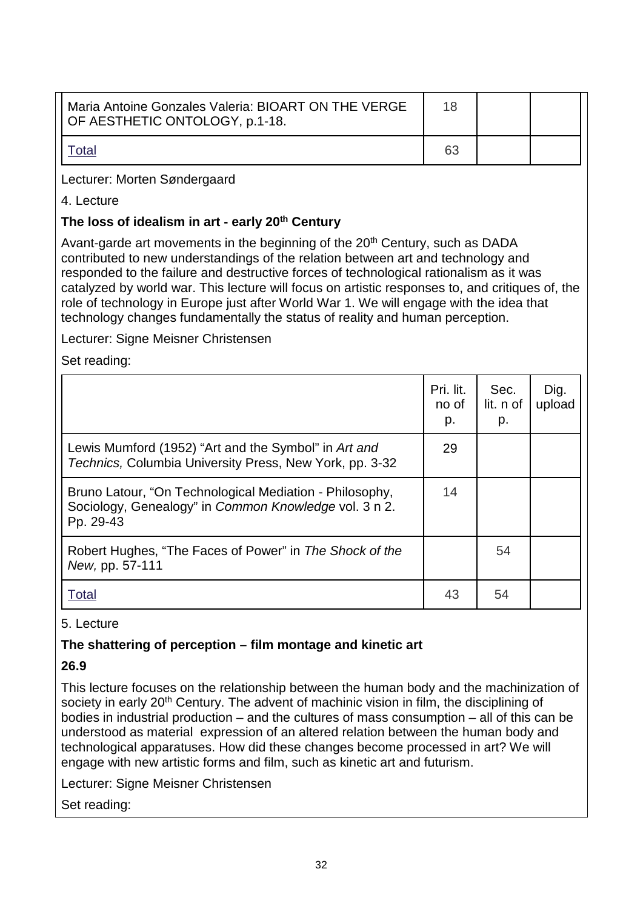| | | | |
|---|---|---|---|
| Maria Antoine Gonzales Valeria: BIOART ON THE VERGE OF AESTHETIC ONTOLOGY, p.1-18. | 18 | | |
| Total | 63 | | |

Lecturer: Morten Søndergaard

4. Lecture

**The loss of idealism in art - early 20th Century**

Avant-garde art movements in the beginning of the 20th Century, such as DADA contributed to new understandings of the relation between art and technology and responded to the failure and destructive forces of technological rationalism as it was catalyzed by world war. This lecture will focus on artistic responses to, and critiques of, the role of technology in Europe just after World War 1. We will engage with the idea that technology changes fundamentally the status of reality and human perception.

Lecturer: Signe Meisner Christensen

Set reading:

| | Pri. lit. no of p. | Sec. lit. n of p. | Dig. upload |
|---|---|---|---|
| Lewis Mumford (1952) "Art and the Symbol" in *Art and Technics,* Columbia University Press, New York, pp. 3-32 | 29 | | |
| Bruno Latour, "On Technological Mediation - Philosophy, Sociology, Genealogy" in *Common Knowledge* vol. 3 n 2. Pp. 29-43 | 14 | | |
| Robert Hughes, "The Faces of Power" in *The Shock of the New,* pp. 57-111 | | 54 | |
| Total | 43 | 54 | |

5. Lecture

**The shattering of perception – film montage and kinetic art**

**26.9**

This lecture focuses on the relationship between the human body and the machinization of society in early 20th Century. The advent of machinic vision in film, the disciplining of bodies in industrial production – and the cultures of mass consumption – all of this can be understood as material expression of an altered relation between the human body and technological apparatuses. How did these changes become processed in art? We will engage with new artistic forms and film, such as kinetic art and futurism.

Lecturer: Signe Meisner Christensen

Set reading: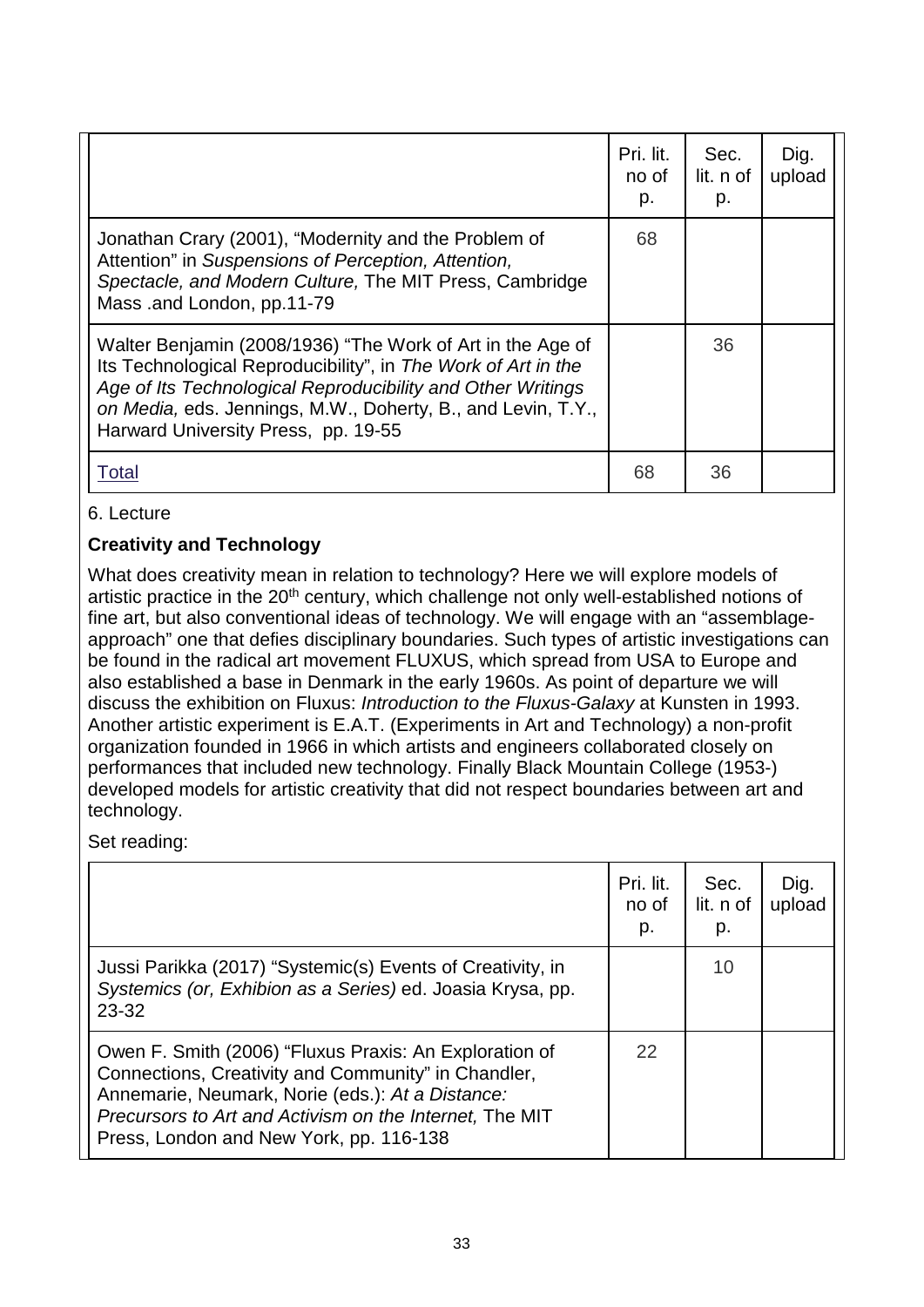| | Pri. lit. no of p. | Sec. lit. n of p. | Dig. upload |
|---|---|---|---|
| Jonathan Crary (2001), “Modernity and the Problem of Attention” in *Suspensions of Perception, Attention, Spectacle, and Modern Culture,* The MIT Press, Cambridge Mass .and London, pp.11-79 | 68 | | |
| Walter Benjamin (2008/1936) “The Work of Art in the Age of Its Technological Reproducibility”, in *The Work of Art in the Age of Its Technological Reproducibility and Other Writings on Media,* eds. Jennings, M.W., Doherty, B., and Levin, T.Y., Harward University Press, pp. 19-55 | | 36 | |
| Total | 68 | 36 | |

6. Lecture

**Creativity and Technology**

What does creativity mean in relation to technology? Here we will explore models of artistic practice in the 20th century, which challenge not only well-established notions of fine art, but also conventional ideas of technology. We will engage with an “assemblage-approach” one that defies disciplinary boundaries. Such types of artistic investigations can be found in the radical art movement FLUXUS, which spread from USA to Europe and also established a base in Denmark in the early 1960s. As point of departure we will discuss the exhibition on Fluxus: *Introduction to the Fluxus-Galaxy* at Kunsten in 1993. Another artistic experiment is E.A.T. (Experiments in Art and Technology) a non-profit organization founded in 1966 in which artists and engineers collaborated closely on performances that included new technology. Finally Black Mountain College (1953-) developed models for artistic creativity that did not respect boundaries between art and technology.

Set reading:

| | Pri. lit. no of p. | Sec. lit. n of p. | Dig. upload |
|---|---|---|---|
| Jussi Parikka (2017) “Systemic(s) Events of Creativity, in *Systemics (or, Exhibion as a Series)* ed. Joasia Krysa, pp. 23-32 | | 10 | |
| Owen F. Smith (2006) “Fluxus Praxis: An Exploration of Connections, Creativity and Community” in Chandler, Annemarie, Neumark, Norie (eds.): *At a Distance: Precursors to Art and Activism on the Internet,* The MIT Press, London and New York, pp. 116-138 | 22 | | |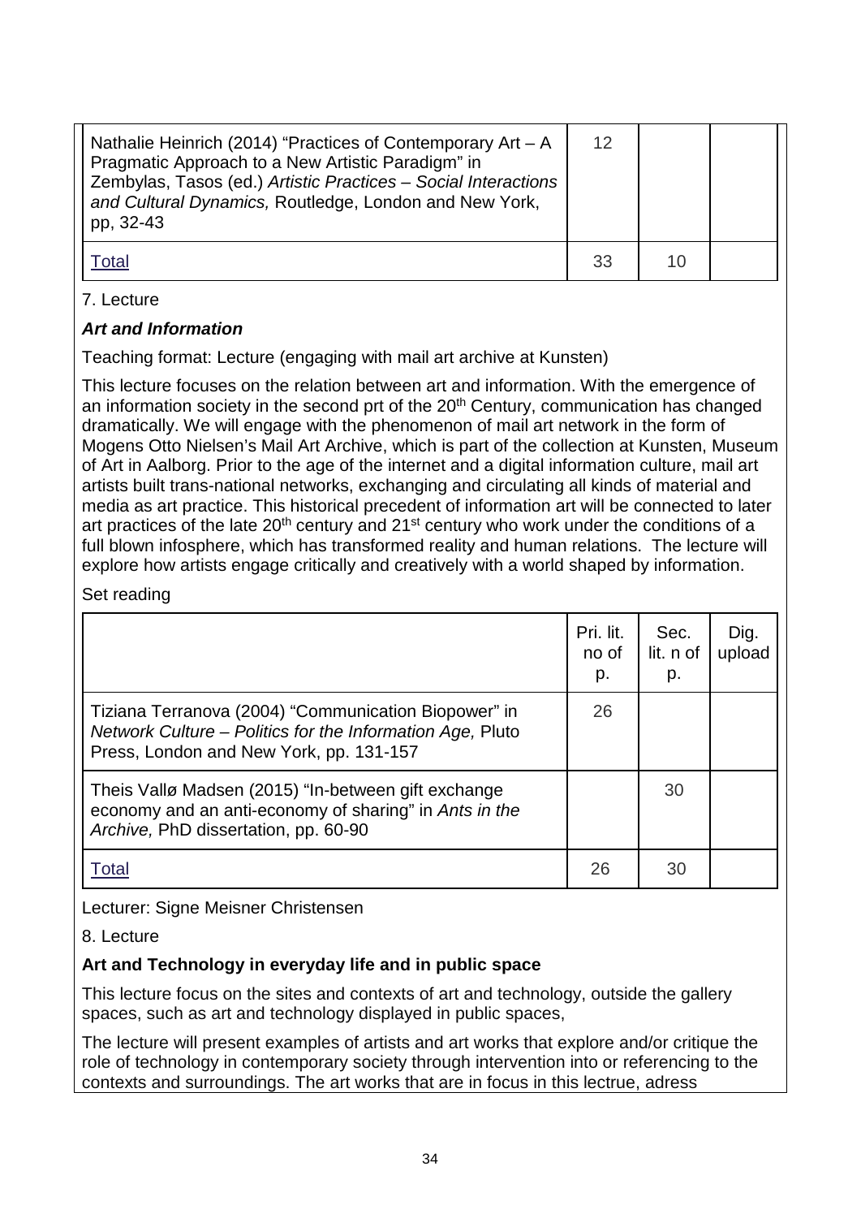| | | | |
|---|---|---|---|
| Nathalie Heinrich (2014) "Practices of Contemporary Art – A Pragmatic Approach to a New Artistic Paradigm" in Zembylas, Tasos (ed.) *Artistic Practices – Social Interactions and Cultural Dynamics,* Routledge, London and New York, pp, 32-43 | 12 | | |
| Total | 33 | 10 | |

7. Lecture

***Art and Information***

Teaching format: Lecture (engaging with mail art archive at Kunsten)

This lecture focuses on the relation between art and information. With the emergence of an information society in the second prt of the 20th Century, communication has changed dramatically. We will engage with the phenomenon of mail art network in the form of Mogens Otto Nielsen's Mail Art Archive, which is part of the collection at Kunsten, Museum of Art in Aalborg. Prior to the age of the internet and a digital information culture, mail art artists built trans-national networks, exchanging and circulating all kinds of material and media as art practice. This historical precedent of information art will be connected to later art practices of the late 20th century and 21st century who work under the conditions of a full blown infosphere, which has transformed reality and human relations. The lecture will explore how artists engage critically and creatively with a world shaped by information.

Set reading

| | Pri. lit. no of p. | Sec. lit. n of p. | Dig. upload |
|---|---|---|---|
| Tiziana Terranova (2004) "Communication Biopower" in *Network Culture – Politics for the Information Age,* Pluto Press, London and New York, pp. 131-157 | 26 | | |
| Theis Vallø Madsen (2015) "In-between gift exchange economy and an anti-economy of sharing" in *Ants in the Archive,* PhD dissertation, pp. 60-90 | | 30 | |
| Total | 26 | 30 | |

Lecturer: Signe Meisner Christensen

8. Lecture

**Art and Technology in everyday life and in public space**

This lecture focus on the sites and contexts of art and technology, outside the gallery spaces, such as art and technology displayed in public spaces,

The lecture will present examples of artists and art works that explore and/or critique the role of technology in contemporary society through intervention into or referencing to the contexts and surroundings. The art works that are in focus in this lectrue, adress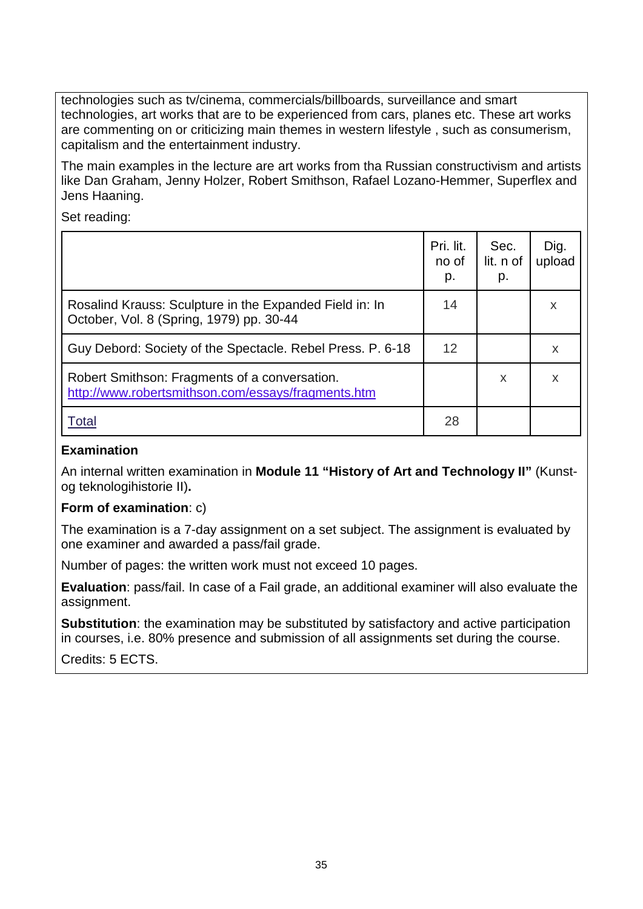technologies such as tv/cinema, commercials/billboards, surveillance and smart technologies, art works that are to be experienced from cars, planes etc. These art works are commenting on or criticizing main themes in western lifestyle , such as consumerism, capitalism and the entertainment industry.

The main examples in the lecture are art works from tha Russian constructivism and artists like Dan Graham, Jenny Holzer, Robert Smithson, Rafael Lozano-Hemmer, Superflex and Jens Haaning.

Set reading:

| | Pri. lit. no of p. | Sec. lit. n of p. | Dig. upload |
|---|---|---|---|
| Rosalind Krauss: Sculpture in the Expanded Field in: In October, Vol. 8 (Spring, 1979) pp. 30-44 | 14 | | x |
| Guy Debord: Society of the Spectacle. Rebel Press. P. 6-18 | 12 | | x |
| Robert Smithson: Fragments of a conversation. http://www.robertsmithson.com/essays/fragments.htm | | x | x |
| Total | 28 | | |

**Examination**

An internal written examination in **Module 11 "History of Art and Technology II"** (Kunst- og teknologihistorie II)**.**

**Form of examination**: c)

The examination is a 7-day assignment on a set subject. The assignment is evaluated by one examiner and awarded a pass/fail grade.

Number of pages: the written work must not exceed 10 pages.

**Evaluation**: pass/fail. In case of a Fail grade, an additional examiner will also evaluate the assignment.

**Substitution**: the examination may be substituted by satisfactory and active participation in courses, i.e. 80% presence and submission of all assignments set during the course.

Credits: 5 ECTS.